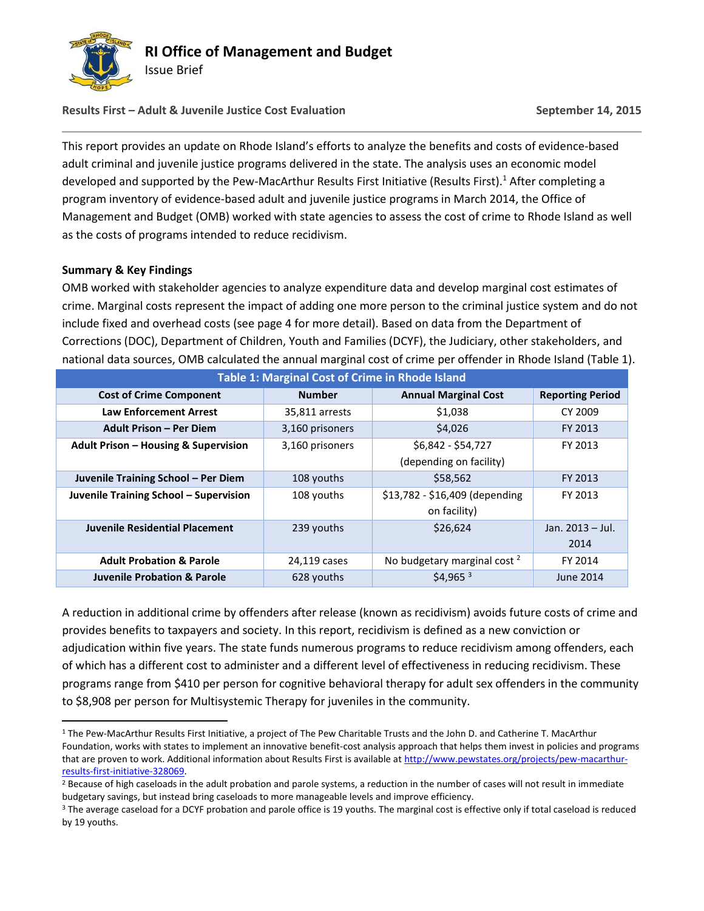# RI Office of Management and Budget

Issue Brief

**Results First – Adult & Juvenile Justice Cost Evaluation** **September 14, 2015**

This report provides an update on Rhode Island's efforts to analyze the benefits and costs of evidence-based adult criminal and juvenile justice programs delivered in the state. The analysis uses an economic model developed and supported by the Pew-MacArthur Results First Initiative (Results First).[1] After completing a program inventory of evidence-based adult and juvenile justice programs in March 2014, the Office of Management and Budget (OMB) worked with state agencies to assess the cost of crime to Rhode Island as well as the costs of programs intended to reduce recidivism.

## Summary & Key Findings

OMB worked with stakeholder agencies to analyze expenditure data and develop marginal cost estimates of crime. Marginal costs represent the impact of adding one more person to the criminal justice system and do not include fixed and overhead costs (see page 4 for more detail). Based on data from the Department of Corrections (DOC), Department of Children, Youth and Families (DCYF), the Judiciary, other stakeholders, and national data sources, OMB calculated the annual marginal cost of crime per offender in Rhode Island (Table 1).

**Table 1: Marginal Cost of Crime in Rhode Island**

| Cost of Crime Component | Number | Annual Marginal Cost | Reporting Period |
|---|---|---|---|
| **Law Enforcement Arrest** | 35,811 arrests | $1,038 | CY 2009 |
| **Adult Prison – Per Diem** | 3,160 prisoners | $4,026 | FY 2013 |
| **Adult Prison – Housing & Supervision** | 3,160 prisoners | $6,842 - $54,727 (depending on facility) | FY 2013 |
| **Juvenile Training School – Per Diem** | 108 youths | $58,562 | FY 2013 |
| **Juvenile Training School – Supervision** | 108 youths | $13,782 - $16,409 (depending on facility) | FY 2013 |
| **Juvenile Residential Placement** | 239 youths | $26,624 | Jan. 2013 – Jul. 2014 |
| **Adult Probation & Parole** | 24,119 cases | No budgetary marginal cost [2] | FY 2014 |
| **Juvenile Probation & Parole** | 628 youths | $4,965 [3] | June 2014 |

A reduction in additional crime by offenders after release (known as recidivism) avoids future costs of crime and provides benefits to taxpayers and society. In this report, recidivism is defined as a new conviction or adjudication within five years. The state funds numerous programs to reduce recidivism among offenders, each of which has a different cost to administer and a different level of effectiveness in reducing recidivism. These programs range from $410 per person for cognitive behavioral therapy for adult sex offenders in the community to $8,908 per person for Multisystemic Therapy for juveniles in the community.

---

[1] The Pew-MacArthur Results First Initiative, a project of The Pew Charitable Trusts and the John D. and Catherine T. MacArthur Foundation, works with states to implement an innovative benefit-cost analysis approach that helps them invest in policies and programs that are proven to work. Additional information about Results First is available at http://www.pewstates.org/projects/pew-macarthur-results-first-initiative-328069.

[2] Because of high caseloads in the adult probation and parole systems, a reduction in the number of cases will not result in immediate budgetary savings, but instead bring caseloads to more manageable levels and improve efficiency.

[3] The average caseload for a DCYF probation and parole office is 19 youths. The marginal cost is effective only if total caseload is reduced by 19 youths.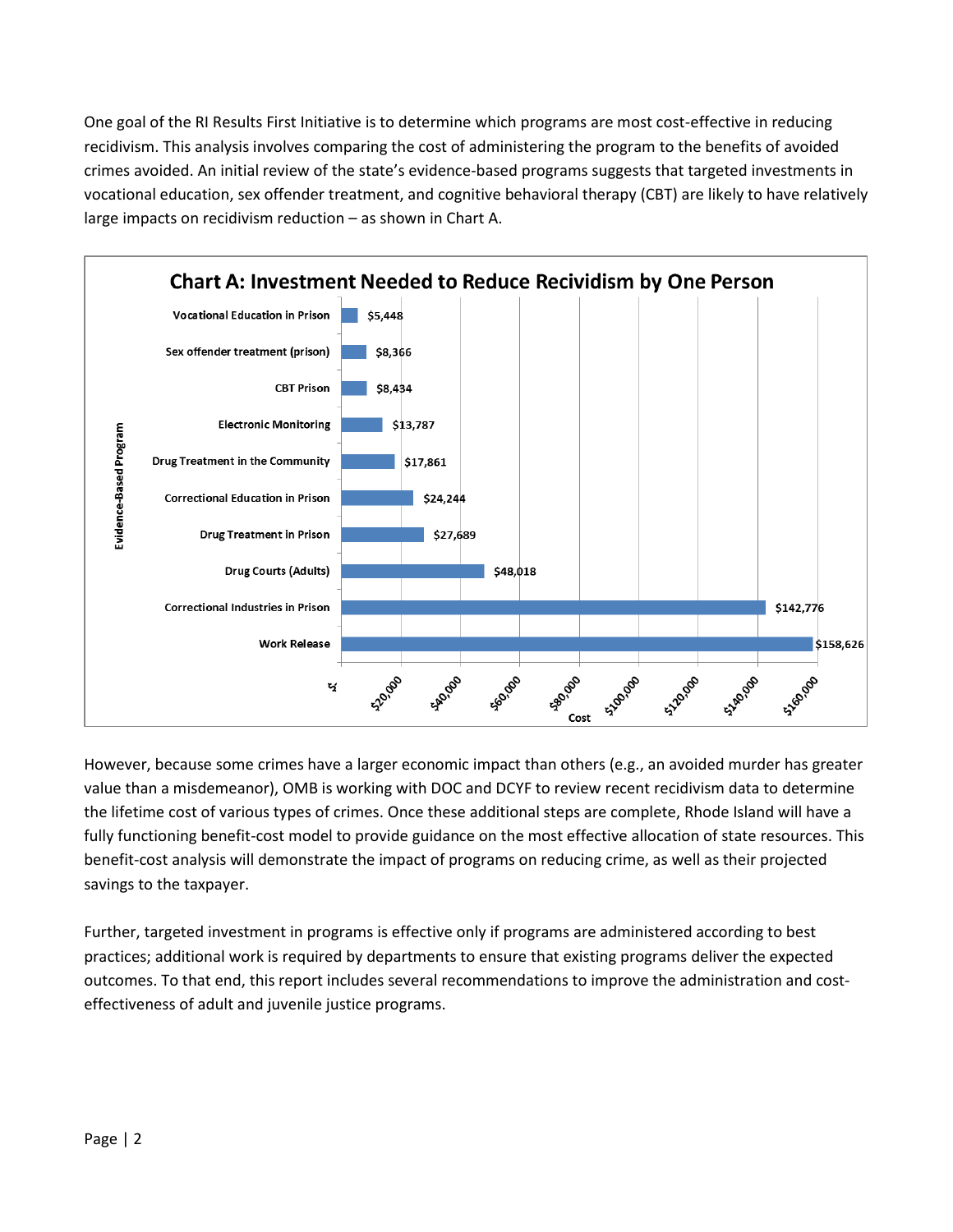One goal of the RI Results First Initiative is to determine which programs are most cost-effective in reducing recidivism. This analysis involves comparing the cost of administering the program to the benefits of avoided crimes avoided. An initial review of the state's evidence-based programs suggests that targeted investments in vocational education, sex offender treatment, and cognitive behavioral therapy (CBT) are likely to have relatively large impacts on recidivism reduction – as shown in Chart A.

**Chart A: Investment Needed to Reduce Recividism by One Person**

| Evidence-Based Program | Cost |
| --- | --- |
| Vocational Education in Prison | $5,448 |
| Sex offender treatment (prison) | $8,366 |
| CBT Prison | $8,434 |
| Electronic Monitoring | $13,787 |
| Drug Treatment in the Community | $17,861 |
| Correctional Education in Prison | $24,244 |
| Drug Treatment in Prison | $27,689 |
| Drug Courts (Adults) | $48,018 |
| Correctional Industries in Prison | $142,776 |
| Work Release | $158,626 |

However, because some crimes have a larger economic impact than others (e.g., an avoided murder has greater value than a misdemeanor), OMB is working with DOC and DCYF to review recent recidivism data to determine the lifetime cost of various types of crimes. Once these additional steps are complete, Rhode Island will have a fully functioning benefit-cost model to provide guidance on the most effective allocation of state resources. This benefit-cost analysis will demonstrate the impact of programs on reducing crime, as well as their projected savings to the taxpayer.

Further, targeted investment in programs is effective only if programs are administered according to best practices; additional work is required by departments to ensure that existing programs deliver the expected outcomes. To that end, this report includes several recommendations to improve the administration and cost-effectiveness of adult and juvenile justice programs.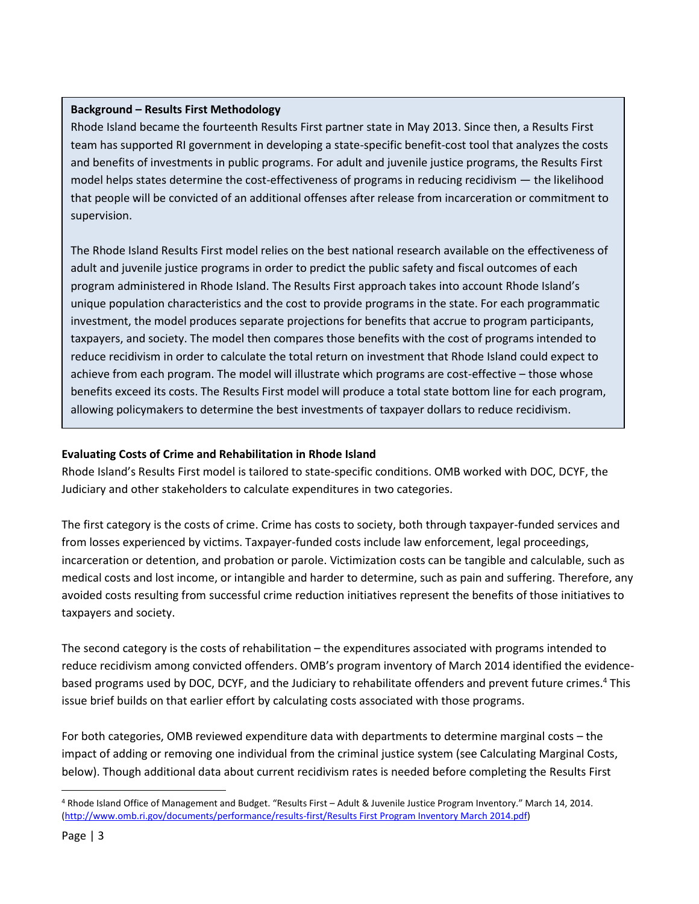**Background – Results First Methodology**

Rhode Island became the fourteenth Results First partner state in May 2013. Since then, a Results First team has supported RI government in developing a state-specific benefit-cost tool that analyzes the costs and benefits of investments in public programs. For adult and juvenile justice programs, the Results First model helps states determine the cost-effectiveness of programs in reducing recidivism — the likelihood that people will be convicted of an additional offenses after release from incarceration or commitment to supervision.

The Rhode Island Results First model relies on the best national research available on the effectiveness of adult and juvenile justice programs in order to predict the public safety and fiscal outcomes of each program administered in Rhode Island. The Results First approach takes into account Rhode Island's unique population characteristics and the cost to provide programs in the state. For each programmatic investment, the model produces separate projections for benefits that accrue to program participants, taxpayers, and society. The model then compares those benefits with the cost of programs intended to reduce recidivism in order to calculate the total return on investment that Rhode Island could expect to achieve from each program. The model will illustrate which programs are cost-effective – those whose benefits exceed its costs. The Results First model will produce a total state bottom line for each program, allowing policymakers to determine the best investments of taxpayer dollars to reduce recidivism.

**Evaluating Costs of Crime and Rehabilitation in Rhode Island**

Rhode Island's Results First model is tailored to state-specific conditions. OMB worked with DOC, DCYF, the Judiciary and other stakeholders to calculate expenditures in two categories.

The first category is the costs of crime. Crime has costs to society, both through taxpayer-funded services and from losses experienced by victims. Taxpayer-funded costs include law enforcement, legal proceedings, incarceration or detention, and probation or parole. Victimization costs can be tangible and calculable, such as medical costs and lost income, or intangible and harder to determine, such as pain and suffering. Therefore, any avoided costs resulting from successful crime reduction initiatives represent the benefits of those initiatives to taxpayers and society.

The second category is the costs of rehabilitation – the expenditures associated with programs intended to reduce recidivism among convicted offenders. OMB's program inventory of March 2014 identified the evidence-based programs used by DOC, DCYF, and the Judiciary to rehabilitate offenders and prevent future crimes.[4] This issue brief builds on that earlier effort by calculating costs associated with those programs.

For both categories, OMB reviewed expenditure data with departments to determine marginal costs – the impact of adding or removing one individual from the criminal justice system (see Calculating Marginal Costs, below). Though additional data about current recidivism rates is needed before completing the Results First

[4] Rhode Island Office of Management and Budget. "Results First – Adult & Juvenile Justice Program Inventory." March 14, 2014. (http://www.omb.ri.gov/documents/performance/results-first/Results First Program Inventory March 2014.pdf)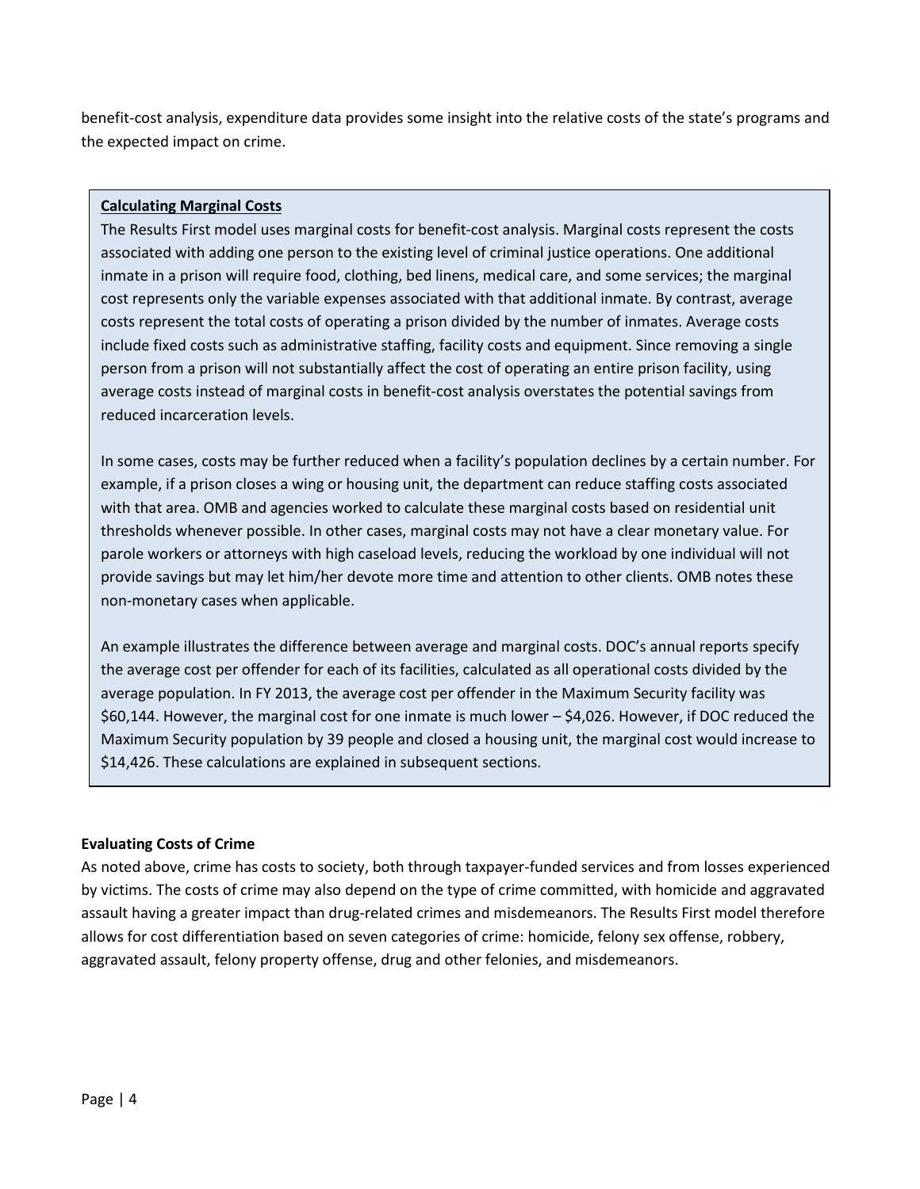benefit-cost analysis, expenditure data provides some insight into the relative costs of the state's programs and the expected impact on crime.

> **Calculating Marginal Costs**
>
> The Results First model uses marginal costs for benefit-cost analysis. Marginal costs represent the costs associated with adding one person to the existing level of criminal justice operations. One additional inmate in a prison will require food, clothing, bed linens, medical care, and some services; the marginal cost represents only the variable expenses associated with that additional inmate. By contrast, average costs represent the total costs of operating a prison divided by the number of inmates. Average costs include fixed costs such as administrative staffing, facility costs and equipment. Since removing a single person from a prison will not substantially affect the cost of operating an entire prison facility, using average costs instead of marginal costs in benefit-cost analysis overstates the potential savings from reduced incarceration levels.
>
> In some cases, costs may be further reduced when a facility's population declines by a certain number. For example, if a prison closes a wing or housing unit, the department can reduce staffing costs associated with that area. OMB and agencies worked to calculate these marginal costs based on residential unit thresholds whenever possible. In other cases, marginal costs may not have a clear monetary value. For parole workers or attorneys with high caseload levels, reducing the workload by one individual will not provide savings but may let him/her devote more time and attention to other clients. OMB notes these non-monetary cases when applicable.
>
> An example illustrates the difference between average and marginal costs. DOC's annual reports specify the average cost per offender for each of its facilities, calculated as all operational costs divided by the average population. In FY 2013, the average cost per offender in the Maximum Security facility was $60,144. However, the marginal cost for one inmate is much lower – $4,026. However, if DOC reduced the Maximum Security population by 39 people and closed a housing unit, the marginal cost would increase to $14,426. These calculations are explained in subsequent sections.

**Evaluating Costs of Crime**

As noted above, crime has costs to society, both through taxpayer-funded services and from losses experienced by victims. The costs of crime may also depend on the type of crime committed, with homicide and aggravated assault having a greater impact than drug-related crimes and misdemeanors. The Results First model therefore allows for cost differentiation based on seven categories of crime: homicide, felony sex offense, robbery, aggravated assault, felony property offense, drug and other felonies, and misdemeanors.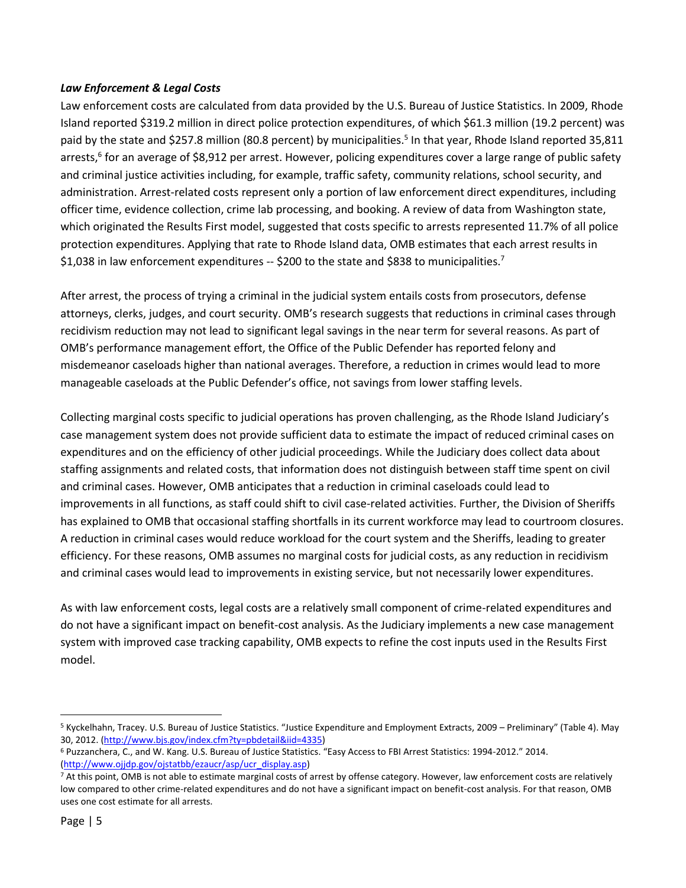***Law Enforcement & Legal Costs***

Law enforcement costs are calculated from data provided by the U.S. Bureau of Justice Statistics. In 2009, Rhode Island reported $319.2 million in direct police protection expenditures, of which $61.3 million (19.2 percent) was paid by the state and $257.8 million (80.8 percent) by municipalities.[5] In that year, Rhode Island reported 35,811 arrests,[6] for an average of $8,912 per arrest. However, policing expenditures cover a large range of public safety and criminal justice activities including, for example, traffic safety, community relations, school security, and administration. Arrest-related costs represent only a portion of law enforcement direct expenditures, including officer time, evidence collection, crime lab processing, and booking. A review of data from Washington state, which originated the Results First model, suggested that costs specific to arrests represented 11.7% of all police protection expenditures. Applying that rate to Rhode Island data, OMB estimates that each arrest results in $1,038 in law enforcement expenditures -- $200 to the state and $838 to municipalities.[7]

After arrest, the process of trying a criminal in the judicial system entails costs from prosecutors, defense attorneys, clerks, judges, and court security. OMB's research suggests that reductions in criminal cases through recidivism reduction may not lead to significant legal savings in the near term for several reasons. As part of OMB's performance management effort, the Office of the Public Defender has reported felony and misdemeanor caseloads higher than national averages. Therefore, a reduction in crimes would lead to more manageable caseloads at the Public Defender's office, not savings from lower staffing levels.

Collecting marginal costs specific to judicial operations has proven challenging, as the Rhode Island Judiciary's case management system does not provide sufficient data to estimate the impact of reduced criminal cases on expenditures and on the efficiency of other judicial proceedings. While the Judiciary does collect data about staffing assignments and related costs, that information does not distinguish between staff time spent on civil and criminal cases. However, OMB anticipates that a reduction in criminal caseloads could lead to improvements in all functions, as staff could shift to civil case-related activities. Further, the Division of Sheriffs has explained to OMB that occasional staffing shortfalls in its current workforce may lead to courtroom closures. A reduction in criminal cases would reduce workload for the court system and the Sheriffs, leading to greater efficiency. For these reasons, OMB assumes no marginal costs for judicial costs, as any reduction in recidivism and criminal cases would lead to improvements in existing service, but not necessarily lower expenditures.

As with law enforcement costs, legal costs are a relatively small component of crime-related expenditures and do not have a significant impact on benefit-cost analysis. As the Judiciary implements a new case management system with improved case tracking capability, OMB expects to refine the cost inputs used in the Results First model.

---

[5] Kyckelhahn, Tracey. U.S. Bureau of Justice Statistics. "Justice Expenditure and Employment Extracts, 2009 – Preliminary" (Table 4). May 30, 2012. (http://www.bjs.gov/index.cfm?ty=pbdetail&iid=4335)

[6] Puzzanchera, C., and W. Kang. U.S. Bureau of Justice Statistics. "Easy Access to FBI Arrest Statistics: 1994-2012." 2014. (http://www.ojjdp.gov/ojstatbb/ezaucr/asp/ucr_display.asp)

[7] At this point, OMB is not able to estimate marginal costs of arrest by offense category. However, law enforcement costs are relatively low compared to other crime-related expenditures and do not have a significant impact on benefit-cost analysis. For that reason, OMB uses one cost estimate for all arrests.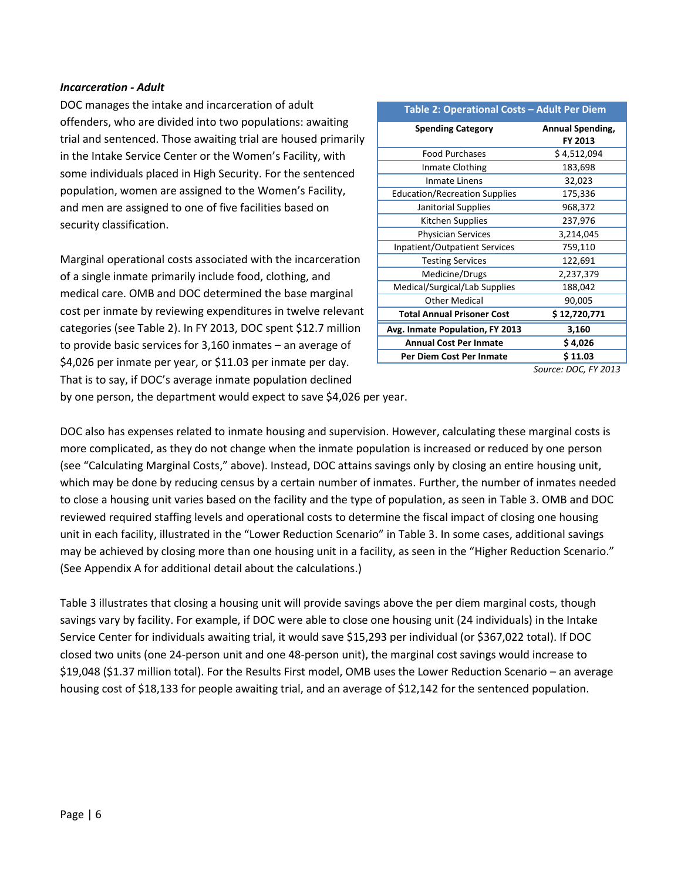***Incarceration - Adult***

DOC manages the intake and incarceration of adult offenders, who are divided into two populations: awaiting trial and sentenced. Those awaiting trial are housed primarily in the Intake Service Center or the Women's Facility, with some individuals placed in High Security. For the sentenced population, women are assigned to the Women's Facility, and men are assigned to one of five facilities based on security classification.

**Table 2: Operational Costs – Adult Per Diem**

| Spending Category | Annual Spending, FY 2013 |
|---|---|
| Food Purchases | $ 4,512,094 |
| Inmate Clothing | 183,698 |
| Inmate Linens | 32,023 |
| Education/Recreation Supplies | 175,336 |
| Janitorial Supplies | 968,372 |
| Kitchen Supplies | 237,976 |
| Physician Services | 3,214,045 |
| Inpatient/Outpatient Services | 759,110 |
| Testing Services | 122,691 |
| Medicine/Drugs | 2,237,379 |
| Medical/Surgical/Lab Supplies | 188,042 |
| Other Medical | 90,005 |
| **Total Annual Prisoner Cost** | **$ 12,720,771** |
| **Avg. Inmate Population, FY 2013** | **3,160** |
| **Annual Cost Per Inmate** | **$ 4,026** |
| **Per Diem Cost Per Inmate** | **$ 11.03** |

*Source: DOC, FY 2013*

Marginal operational costs associated with the incarceration of a single inmate primarily include food, clothing, and medical care. OMB and DOC determined the base marginal cost per inmate by reviewing expenditures in twelve relevant categories (see Table 2). In FY 2013, DOC spent $12.7 million to provide basic services for 3,160 inmates – an average of $4,026 per inmate per year, or $11.03 per inmate per day. That is to say, if DOC's average inmate population declined by one person, the department would expect to save $4,026 per year.

DOC also has expenses related to inmate housing and supervision. However, calculating these marginal costs is more complicated, as they do not change when the inmate population is increased or reduced by one person (see "Calculating Marginal Costs," above). Instead, DOC attains savings only by closing an entire housing unit, which may be done by reducing census by a certain number of inmates. Further, the number of inmates needed to close a housing unit varies based on the facility and the type of population, as seen in Table 3. OMB and DOC reviewed required staffing levels and operational costs to determine the fiscal impact of closing one housing unit in each facility, illustrated in the "Lower Reduction Scenario" in Table 3. In some cases, additional savings may be achieved by closing more than one housing unit in a facility, as seen in the "Higher Reduction Scenario." (See Appendix A for additional detail about the calculations.)

Table 3 illustrates that closing a housing unit will provide savings above the per diem marginal costs, though savings vary by facility. For example, if DOC were able to close one housing unit (24 individuals) in the Intake Service Center for individuals awaiting trial, it would save $15,293 per individual (or $367,022 total). If DOC closed two units (one 24-person unit and one 48-person unit), the marginal cost savings would increase to $19,048 ($1.37 million total). For the Results First model, OMB uses the Lower Reduction Scenario – an average housing cost of $18,133 for people awaiting trial, and an average of $12,142 for the sentenced population.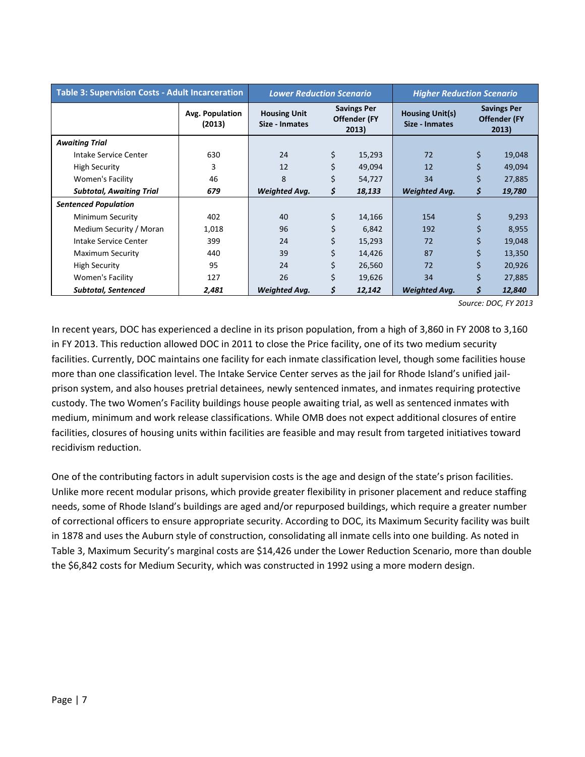| Table 3: Supervision Costs - Adult Incarceration | | *Lower Reduction Scenario* | | *Higher Reduction Scenario* | |
|---|---|---|---|---|---|
| | **Avg. Population (2013)** | **Housing Unit Size - Inmates** | **Savings Per Offender (FY 2013)** | **Housing Unit(s) Size - Inmates** | **Savings Per Offender (FY 2013)** |
| ***Awaiting Trial*** | | | | | |
| Intake Service Center | 630 | 24 | $ 15,293 | 72 | $ 19,048 |
| High Security | 3 | 12 | $ 49,094 | 12 | $ 49,094 |
| Women's Facility | 46 | 8 | $ 54,727 | 34 | $ 27,885 |
| ***Subtotal, Awaiting Trial*** | ***679*** | ***Weighted Avg.*** | ***$ 18,133*** | ***Weighted Avg.*** | ***$ 19,780*** |
| ***Sentenced Population*** | | | | | |
| Minimum Security | 402 | 40 | $ 14,166 | 154 | $ 9,293 |
| Medium Security / Moran | 1,018 | 96 | $ 6,842 | 192 | $ 8,955 |
| Intake Service Center | 399 | 24 | $ 15,293 | 72 | $ 19,048 |
| Maximum Security | 440 | 39 | $ 14,426 | 87 | $ 13,350 |
| High Security | 95 | 24 | $ 26,560 | 72 | $ 20,926 |
| Women's Facility | 127 | 26 | $ 19,626 | 34 | $ 27,885 |
| ***Subtotal, Sentenced*** | ***2,481*** | ***Weighted Avg.*** | ***$ 12,142*** | ***Weighted Avg.*** | ***$ 12,840*** |

*Source: DOC, FY 2013*

In recent years, DOC has experienced a decline in its prison population, from a high of 3,860 in FY 2008 to 3,160 in FY 2013. This reduction allowed DOC in 2011 to close the Price facility, one of its two medium security facilities. Currently, DOC maintains one facility for each inmate classification level, though some facilities house more than one classification level. The Intake Service Center serves as the jail for Rhode Island's unified jail-prison system, and also houses pretrial detainees, newly sentenced inmates, and inmates requiring protective custody. The two Women's Facility buildings house people awaiting trial, as well as sentenced inmates with medium, minimum and work release classifications. While OMB does not expect additional closures of entire facilities, closures of housing units within facilities are feasible and may result from targeted initiatives toward recidivism reduction.

One of the contributing factors in adult supervision costs is the age and design of the state's prison facilities. Unlike more recent modular prisons, which provide greater flexibility in prisoner placement and reduce staffing needs, some of Rhode Island's buildings are aged and/or repurposed buildings, which require a greater number of correctional officers to ensure appropriate security. According to DOC, its Maximum Security facility was built in 1878 and uses the Auburn style of construction, consolidating all inmate cells into one building. As noted in Table 3, Maximum Security's marginal costs are $14,426 under the Lower Reduction Scenario, more than double the $6,842 costs for Medium Security, which was constructed in 1992 using a more modern design.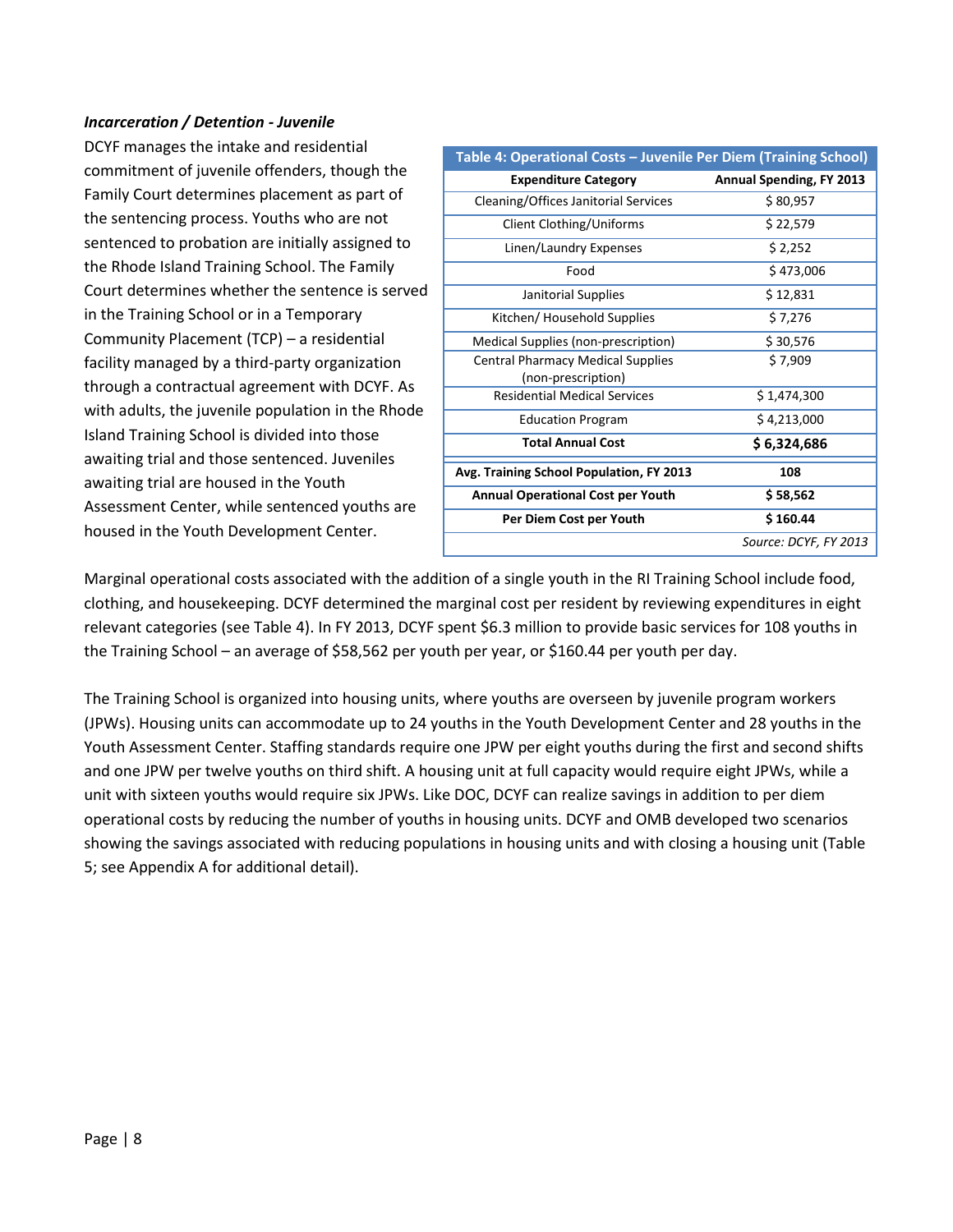***Incarceration / Detention - Juvenile***

DCYF manages the intake and residential commitment of juvenile offenders, though the Family Court determines placement as part of the sentencing process. Youths who are not sentenced to probation are initially assigned to the Rhode Island Training School. The Family Court determines whether the sentence is served in the Training School or in a Temporary Community Placement (TCP) – a residential facility managed by a third-party organization through a contractual agreement with DCYF. As with adults, the juvenile population in the Rhode Island Training School is divided into those awaiting trial and those sentenced. Juveniles awaiting trial are housed in the Youth Assessment Center, while sentenced youths are housed in the Youth Development Center.

**Table 4: Operational Costs – Juvenile Per Diem (Training School)**

| Expenditure Category | Annual Spending, FY 2013 |
|---|---|
| Cleaning/Offices Janitorial Services | $ 80,957 |
| Client Clothing/Uniforms | $ 22,579 |
| Linen/Laundry Expenses | $ 2,252 |
| Food | $ 473,006 |
| Janitorial Supplies | $ 12,831 |
| Kitchen/ Household Supplies | $ 7,276 |
| Medical Supplies (non-prescription) | $ 30,576 |
| Central Pharmacy Medical Supplies (non-prescription) | $ 7,909 |
| Residential Medical Services | $ 1,474,300 |
| Education Program | $ 4,213,000 |
| **Total Annual Cost** | **$ 6,324,686** |
| **Avg. Training School Population, FY 2013** | **108** |
| **Annual Operational Cost per Youth** | **$ 58,562** |
| **Per Diem Cost per Youth** | **$ 160.44** |
| | *Source: DCYF, FY 2013* |

Marginal operational costs associated with the addition of a single youth in the RI Training School include food, clothing, and housekeeping. DCYF determined the marginal cost per resident by reviewing expenditures in eight relevant categories (see Table 4). In FY 2013, DCYF spent $6.3 million to provide basic services for 108 youths in the Training School – an average of $58,562 per youth per year, or $160.44 per youth per day.

The Training School is organized into housing units, where youths are overseen by juvenile program workers (JPWs). Housing units can accommodate up to 24 youths in the Youth Development Center and 28 youths in the Youth Assessment Center. Staffing standards require one JPW per eight youths during the first and second shifts and one JPW per twelve youths on third shift. A housing unit at full capacity would require eight JPWs, while a unit with sixteen youths would require six JPWs. Like DOC, DCYF can realize savings in addition to per diem operational costs by reducing the number of youths in housing units. DCYF and OMB developed two scenarios showing the savings associated with reducing populations in housing units and with closing a housing unit (Table 5; see Appendix A for additional detail).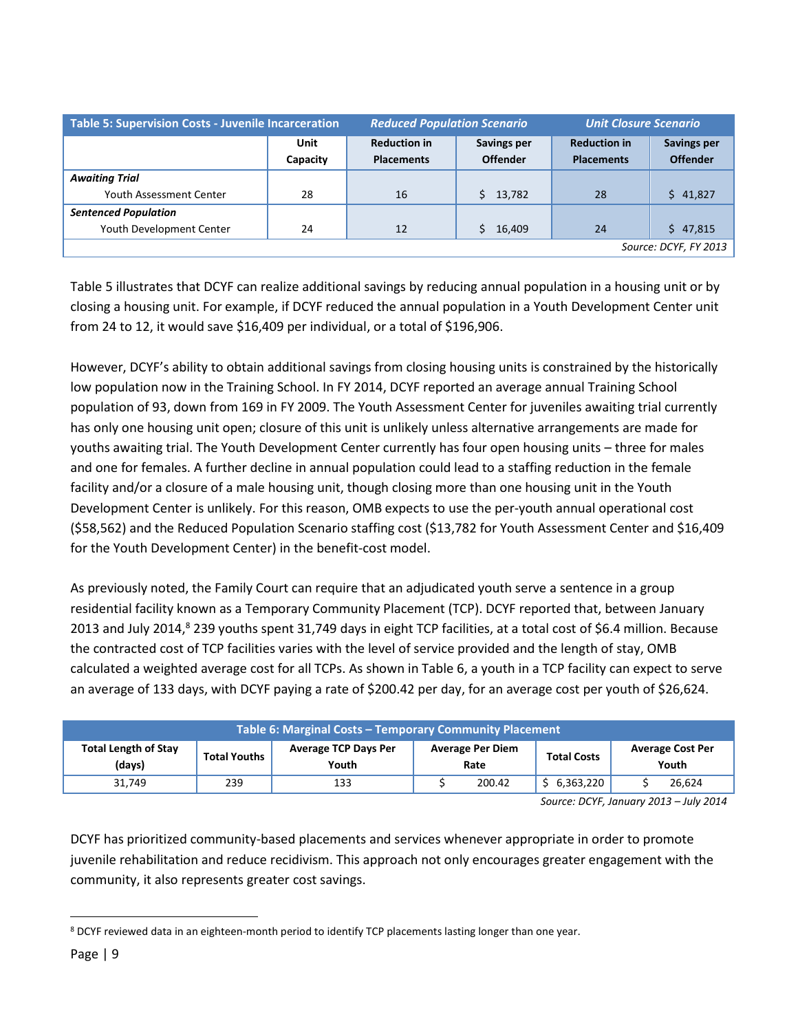| Table 5: Supervision Costs - Juvenile Incarceration | | *Reduced Population Scenario* | | *Unit Closure Scenario* | |
|---|---|---|---|---|---|
| | **Unit Capacity** | **Reduction in Placements** | **Savings per Offender** | **Reduction in Placements** | **Savings per Offender** |
| ***Awaiting Trial*** | | | | | |
| Youth Assessment Center | 28 | 16 | $ 13,782 | 28 | $ 41,827 |
| ***Sentenced Population*** | | | | | |
| Youth Development Center | 24 | 12 | $ 16,409 | 24 | $ 47,815 |

*Source: DCYF, FY 2013*

Table 5 illustrates that DCYF can realize additional savings by reducing annual population in a housing unit or by closing a housing unit. For example, if DCYF reduced the annual population in a Youth Development Center unit from 24 to 12, it would save $16,409 per individual, or a total of $196,906.

However, DCYF's ability to obtain additional savings from closing housing units is constrained by the historically low population now in the Training School. In FY 2014, DCYF reported an average annual Training School population of 93, down from 169 in FY 2009. The Youth Assessment Center for juveniles awaiting trial currently has only one housing unit open; closure of this unit is unlikely unless alternative arrangements are made for youths awaiting trial. The Youth Development Center currently has four open housing units – three for males and one for females. A further decline in annual population could lead to a staffing reduction in the female facility and/or a closure of a male housing unit, though closing more than one housing unit in the Youth Development Center is unlikely. For this reason, OMB expects to use the per-youth annual operational cost ($58,562) and the Reduced Population Scenario staffing cost ($13,782 for Youth Assessment Center and $16,409 for the Youth Development Center) in the benefit-cost model.

As previously noted, the Family Court can require that an adjudicated youth serve a sentence in a group residential facility known as a Temporary Community Placement (TCP). DCYF reported that, between January 2013 and July 2014,[8] 239 youths spent 31,749 days in eight TCP facilities, at a total cost of $6.4 million. Because the contracted cost of TCP facilities varies with the level of service provided and the length of stay, OMB calculated a weighted average cost for all TCPs. As shown in Table 6, a youth in a TCP facility can expect to serve an average of 133 days, with DCYF paying a rate of $200.42 per day, for an average cost per youth of $26,624.

| Table 6: Marginal Costs – Temporary Community Placement | | | | | |
|---|---|---|---|---|---|
| **Total Length of Stay (days)** | **Total Youths** | **Average TCP Days Per Youth** | **Average Per Diem Rate** | **Total Costs** | **Average Cost Per Youth** |
| 31,749 | 239 | 133 | $ 200.42 | $ 6,363,220 | $ 26,624 |

*Source: DCYF, January 2013 – July 2014*

DCYF has prioritized community-based placements and services whenever appropriate in order to promote juvenile rehabilitation and reduce recidivism. This approach not only encourages greater engagement with the community, it also represents greater cost savings.

[8] DCYF reviewed data in an eighteen-month period to identify TCP placements lasting longer than one year.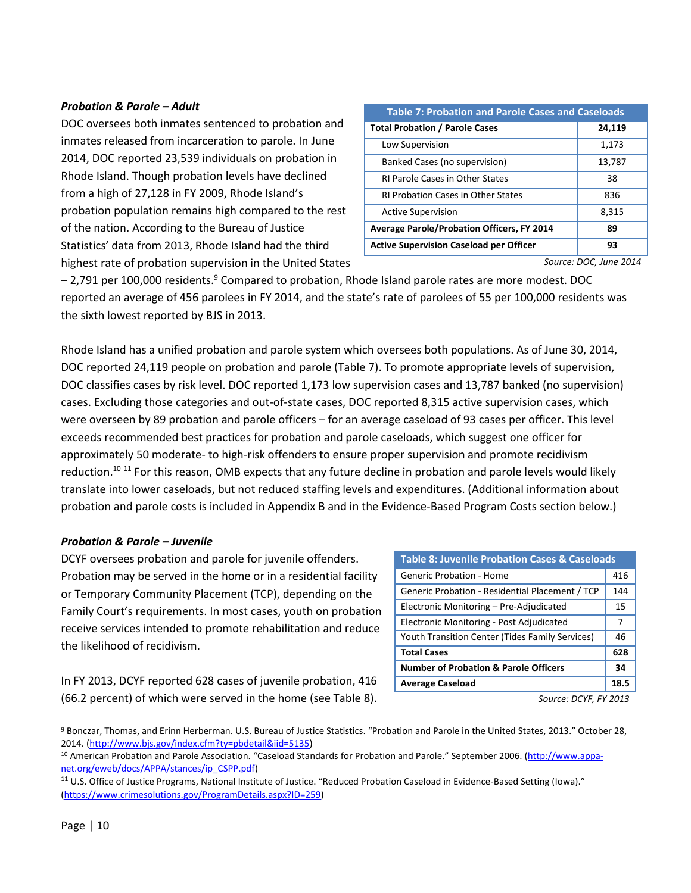### *Probation & Parole – Adult*

DOC oversees both inmates sentenced to probation and inmates released from incarceration to parole. In June 2014, DOC reported 23,539 individuals on probation in Rhode Island. Though probation levels have declined from a high of 27,128 in FY 2009, Rhode Island's probation population remains high compared to the rest of the nation. According to the Bureau of Justice Statistics' data from 2013, Rhode Island had the third highest rate of probation supervision in the United States – 2,791 per 100,000 residents.[9] Compared to probation, Rhode Island parole rates are more modest. DOC reported an average of 456 parolees in FY 2014, and the state's rate of parolees of 55 per 100,000 residents was the sixth lowest reported by BJS in 2013.

| Table 7: Probation and Parole Cases and Caseloads | |
|---|---|
| **Total Probation / Parole Cases** | **24,119** |
| Low Supervision | 1,173 |
| Banked Cases (no supervision) | 13,787 |
| RI Parole Cases in Other States | 38 |
| RI Probation Cases in Other States | 836 |
| Active Supervision | 8,315 |
| **Average Parole/Probation Officers, FY 2014** | **89** |
| **Active Supervision Caseload per Officer** | **93** |

*Source: DOC, June 2014*

Rhode Island has a unified probation and parole system which oversees both populations. As of June 30, 2014, DOC reported 24,119 people on probation and parole (Table 7). To promote appropriate levels of supervision, DOC classifies cases by risk level. DOC reported 1,173 low supervision cases and 13,787 banked (no supervision) cases. Excluding those categories and out-of-state cases, DOC reported 8,315 active supervision cases, which were overseen by 89 probation and parole officers – for an average caseload of 93 cases per officer. This level exceeds recommended best practices for probation and parole caseloads, which suggest one officer for approximately 50 moderate- to high-risk offenders to ensure proper supervision and promote recidivism reduction.[10] [11] For this reason, OMB expects that any future decline in probation and parole levels would likely translate into lower caseloads, but not reduced staffing levels and expenditures. (Additional information about probation and parole costs is included in Appendix B and in the Evidence-Based Program Costs section below.)

### *Probation & Parole – Juvenile*

DCYF oversees probation and parole for juvenile offenders. Probation may be served in the home or in a residential facility or Temporary Community Placement (TCP), depending on the Family Court's requirements. In most cases, youth on probation receive services intended to promote rehabilitation and reduce the likelihood of recidivism.

In FY 2013, DCYF reported 628 cases of juvenile probation, 416 (66.2 percent) of which were served in the home (see Table 8).

| Table 8: Juvenile Probation Cases & Caseloads | |
|---|---|
| Generic Probation - Home | 416 |
| Generic Probation - Residential Placement / TCP | 144 |
| Electronic Monitoring – Pre-Adjudicated | 15 |
| Electronic Monitoring - Post Adjudicated | 7 |
| Youth Transition Center (Tides Family Services) | 46 |
| **Total Cases** | **628** |
| **Number of Probation & Parole Officers** | **34** |
| **Average Caseload** | **18.5** |

*Source: DCYF, FY 2013*

---

[9] Bonczar, Thomas, and Erinn Herberman. U.S. Bureau of Justice Statistics. "Probation and Parole in the United States, 2013." October 28, 2014. (http://www.bjs.gov/index.cfm?ty=pbdetail&iid=5135)

[10] American Probation and Parole Association. "Caseload Standards for Probation and Parole." September 2006. (http://www.appa-net.org/eweb/docs/APPA/stances/ip_CSPP.pdf)

[11] U.S. Office of Justice Programs, National Institute of Justice. "Reduced Probation Caseload in Evidence-Based Setting (Iowa)." (https://www.crimesolutions.gov/ProgramDetails.aspx?ID=259)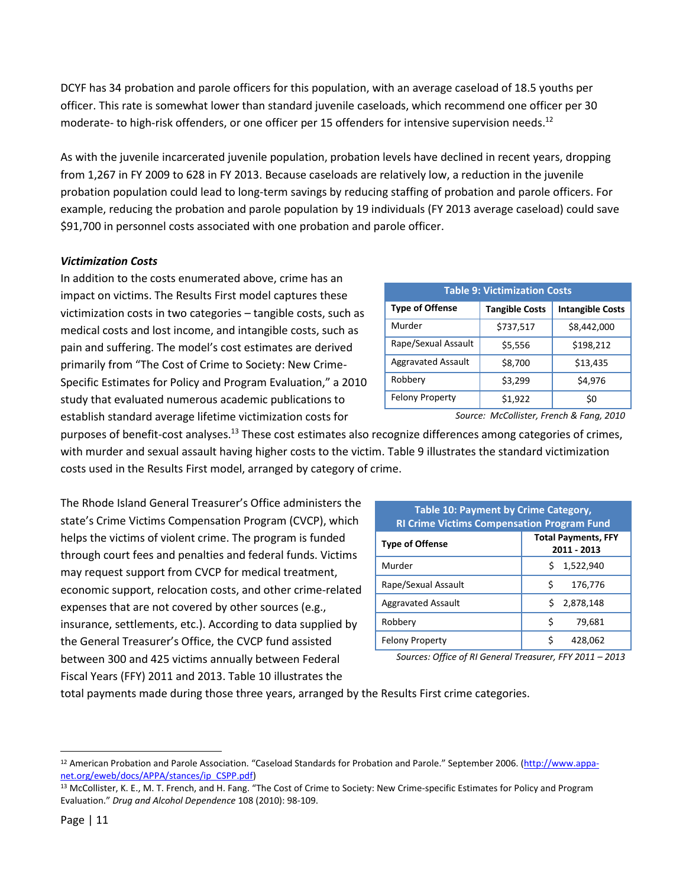DCYF has 34 probation and parole officers for this population, with an average caseload of 18.5 youths per officer. This rate is somewhat lower than standard juvenile caseloads, which recommend one officer per 30 moderate- to high-risk offenders, or one officer per 15 offenders for intensive supervision needs.[12]

As with the juvenile incarcerated juvenile population, probation levels have declined in recent years, dropping from 1,267 in FY 2009 to 628 in FY 2013. Because caseloads are relatively low, a reduction in the juvenile probation population could lead to long-term savings by reducing staffing of probation and parole officers. For example, reducing the probation and parole population by 19 individuals (FY 2013 average caseload) could save $91,700 in personnel costs associated with one probation and parole officer.

***Victimization Costs***

In addition to the costs enumerated above, crime has an impact on victims. The Results First model captures these victimization costs in two categories – tangible costs, such as medical costs and lost income, and intangible costs, such as pain and suffering. The model's cost estimates are derived primarily from "The Cost of Crime to Society: New Crime-Specific Estimates for Policy and Program Evaluation," a 2010 study that evaluated numerous academic publications to establish standard average lifetime victimization costs for purposes of benefit-cost analyses.[13] These cost estimates also recognize differences among categories of crimes, with murder and sexual assault having higher costs to the victim. Table 9 illustrates the standard victimization costs used in the Results First model, arranged by category of crime.

**Table 9: Victimization Costs**

| Type of Offense | Tangible Costs | Intangible Costs |
|---|---|---|
| Murder | $737,517 | $8,442,000 |
| Rape/Sexual Assault | $5,556 | $198,212 |
| Aggravated Assault | $8,700 | $13,435 |
| Robbery | $3,299 | $4,976 |
| Felony Property | $1,922 | $0 |

*Source: McCollister, French & Fang, 2010*

The Rhode Island General Treasurer's Office administers the state's Crime Victims Compensation Program (CVCP), which helps the victims of violent crime. The program is funded through court fees and penalties and federal funds. Victims may request support from CVCP for medical treatment, economic support, relocation costs, and other crime-related expenses that are not covered by other sources (e.g., insurance, settlements, etc.). According to data supplied by the General Treasurer's Office, the CVCP fund assisted between 300 and 425 victims annually between Federal Fiscal Years (FFY) 2011 and 2013. Table 10 illustrates the total payments made during those three years, arranged by the Results First crime categories.

**Table 10: Payment by Crime Category, RI Crime Victims Compensation Program Fund**

| Type of Offense | Total Payments, FFY 2011 - 2013 |
|---|---|
| Murder | $ 1,522,940 |
| Rape/Sexual Assault | $ 176,776 |
| Aggravated Assault | $ 2,878,148 |
| Robbery | $ 79,681 |
| Felony Property | $ 428,062 |

*Sources: Office of RI General Treasurer, FFY 2011 – 2013*

---

[12] American Probation and Parole Association. "Caseload Standards for Probation and Parole." September 2006. (http://www.appa-net.org/eweb/docs/APPA/stances/ip_CSPP.pdf)

[13] McCollister, K. E., M. T. French, and H. Fang. "The Cost of Crime to Society: New Crime-specific Estimates for Policy and Program Evaluation." *Drug and Alcohol Dependence* 108 (2010): 98-109.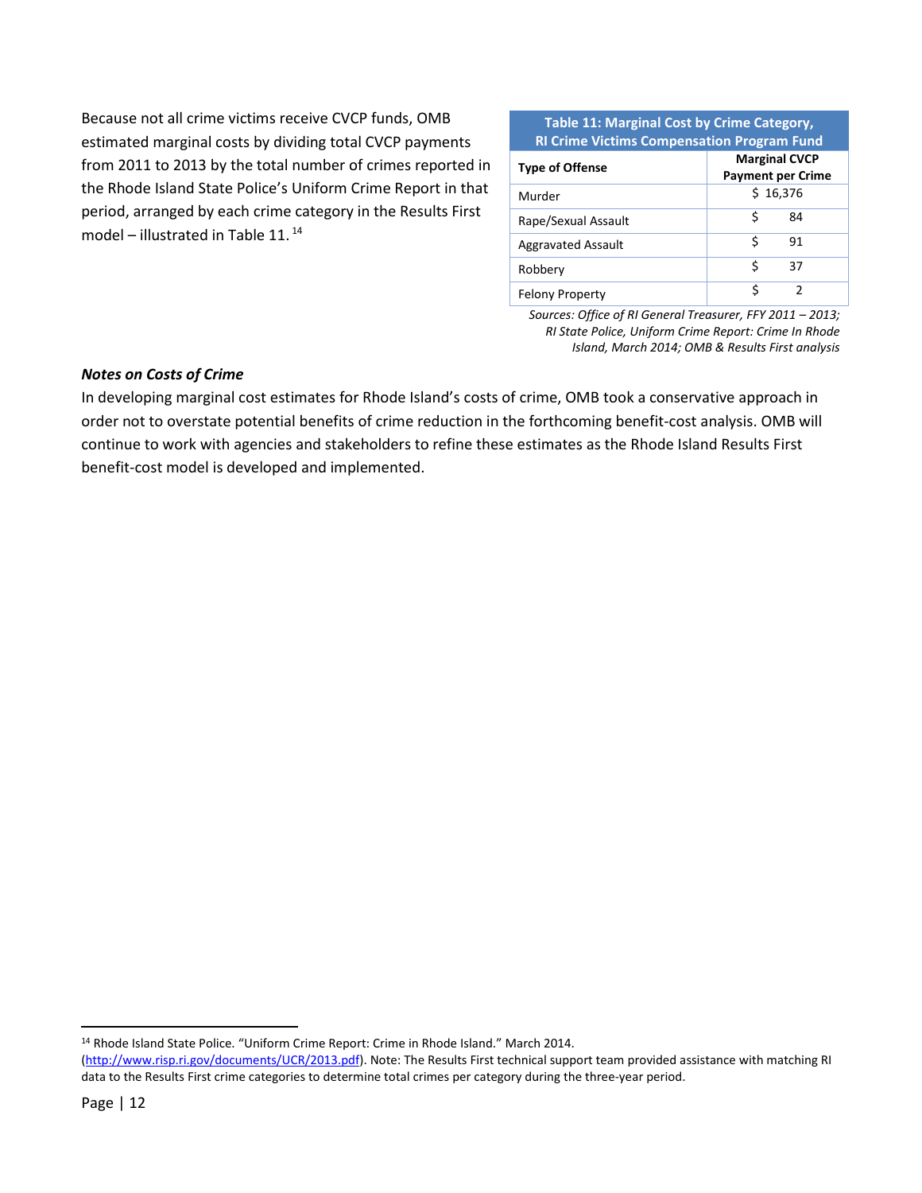Because not all crime victims receive CVCP funds, OMB estimated marginal costs by dividing total CVCP payments from 2011 to 2013 by the total number of crimes reported in the Rhode Island State Police's Uniform Crime Report in that period, arranged by each crime category in the Results First model – illustrated in Table 11.[14]

**Table 11: Marginal Cost by Crime Category, RI Crime Victims Compensation Program Fund**

| Type of Offense | Marginal CVCP Payment per Crime |
|---|---|
| Murder | $ 16,376 |
| Rape/Sexual Assault | $ 84 |
| Aggravated Assault | $ 91 |
| Robbery | $ 37 |
| Felony Property | $ 2 |

*Sources: Office of RI General Treasurer, FFY 2011 – 2013; RI State Police, Uniform Crime Report: Crime In Rhode Island, March 2014; OMB & Results First analysis*

### *Notes on Costs of Crime*

In developing marginal cost estimates for Rhode Island's costs of crime, OMB took a conservative approach in order not to overstate potential benefits of crime reduction in the forthcoming benefit-cost analysis. OMB will continue to work with agencies and stakeholders to refine these estimates as the Rhode Island Results First benefit-cost model is developed and implemented.

---

[14] Rhode Island State Police. "Uniform Crime Report: Crime in Rhode Island." March 2014. (http://www.risp.ri.gov/documents/UCR/2013.pdf). Note: The Results First technical support team provided assistance with matching RI data to the Results First crime categories to determine total crimes per category during the three-year period.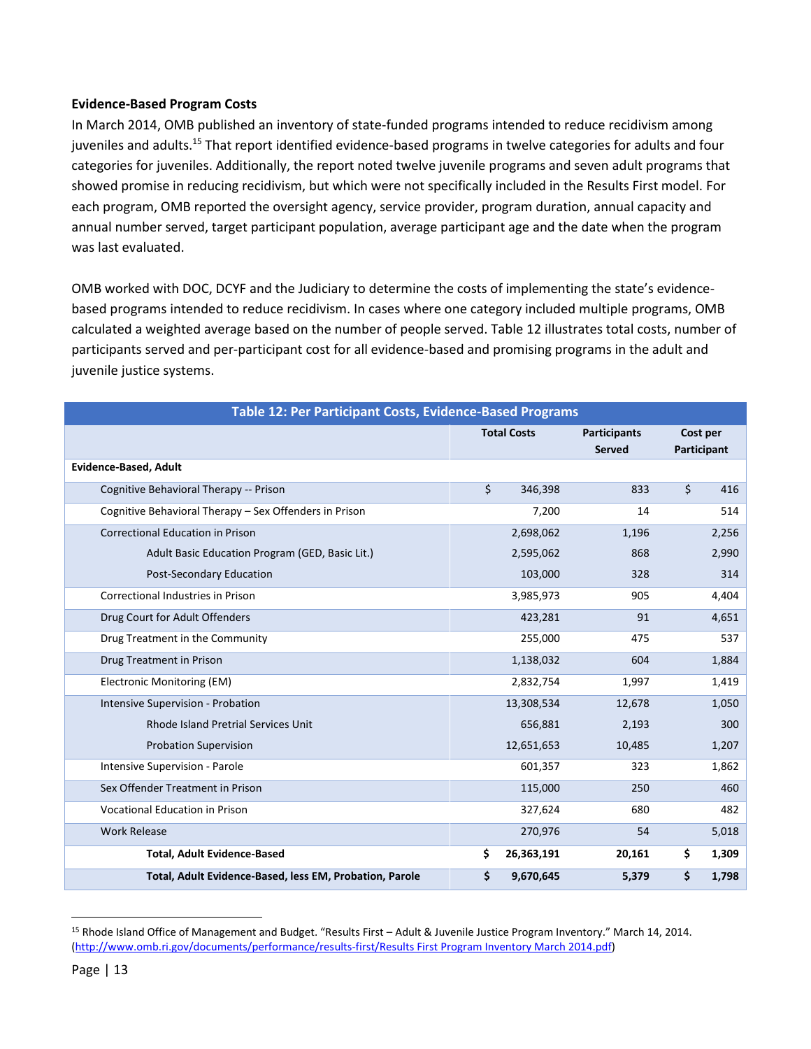### Evidence-Based Program Costs

In March 2014, OMB published an inventory of state-funded programs intended to reduce recidivism among juveniles and adults.[15] That report identified evidence-based programs in twelve categories for adults and four categories for juveniles. Additionally, the report noted twelve juvenile programs and seven adult programs that showed promise in reducing recidivism, but which were not specifically included in the Results First model. For each program, OMB reported the oversight agency, service provider, program duration, annual capacity and annual number served, target participant population, average participant age and the date when the program was last evaluated.

OMB worked with DOC, DCYF and the Judiciary to determine the costs of implementing the state's evidence-based programs intended to reduce recidivism. In cases where one category included multiple programs, OMB calculated a weighted average based on the number of people served. Table 12 illustrates total costs, number of participants served and per-participant cost for all evidence-based and promising programs in the adult and juvenile justice systems.

| Table 12: Per Participant Costs, Evidence-Based Programs | | | |
|---|---|---|---|
| | **Total Costs** | **Participants Served** | **Cost per Participant** |
| **Evidence-Based, Adult** | | | |
| Cognitive Behavioral Therapy -- Prison | $ 346,398 | 833 | $ 416 |
| Cognitive Behavioral Therapy – Sex Offenders in Prison | 7,200 | 14 | 514 |
| Correctional Education in Prison | 2,698,062 | 1,196 | 2,256 |
| Adult Basic Education Program (GED, Basic Lit.) | 2,595,062 | 868 | 2,990 |
| Post-Secondary Education | 103,000 | 328 | 314 |
| Correctional Industries in Prison | 3,985,973 | 905 | 4,404 |
| Drug Court for Adult Offenders | 423,281 | 91 | 4,651 |
| Drug Treatment in the Community | 255,000 | 475 | 537 |
| Drug Treatment in Prison | 1,138,032 | 604 | 1,884 |
| Electronic Monitoring (EM) | 2,832,754 | 1,997 | 1,419 |
| Intensive Supervision - Probation | 13,308,534 | 12,678 | 1,050 |
| Rhode Island Pretrial Services Unit | 656,881 | 2,193 | 300 |
| Probation Supervision | 12,651,653 | 10,485 | 1,207 |
| Intensive Supervision - Parole | 601,357 | 323 | 1,862 |
| Sex Offender Treatment in Prison | 115,000 | 250 | 460 |
| Vocational Education in Prison | 327,624 | 680 | 482 |
| Work Release | 270,976 | 54 | 5,018 |
| **Total, Adult Evidence-Based** | **$ 26,363,191** | **20,161** | **$ 1,309** |
| **Total, Adult Evidence-Based, less EM, Probation, Parole** | **$ 9,670,645** | **5,379** | **$ 1,798** |

[15] Rhode Island Office of Management and Budget. "Results First – Adult & Juvenile Justice Program Inventory." March 14, 2014. (http://www.omb.ri.gov/documents/performance/results-first/Results First Program Inventory March 2014.pdf)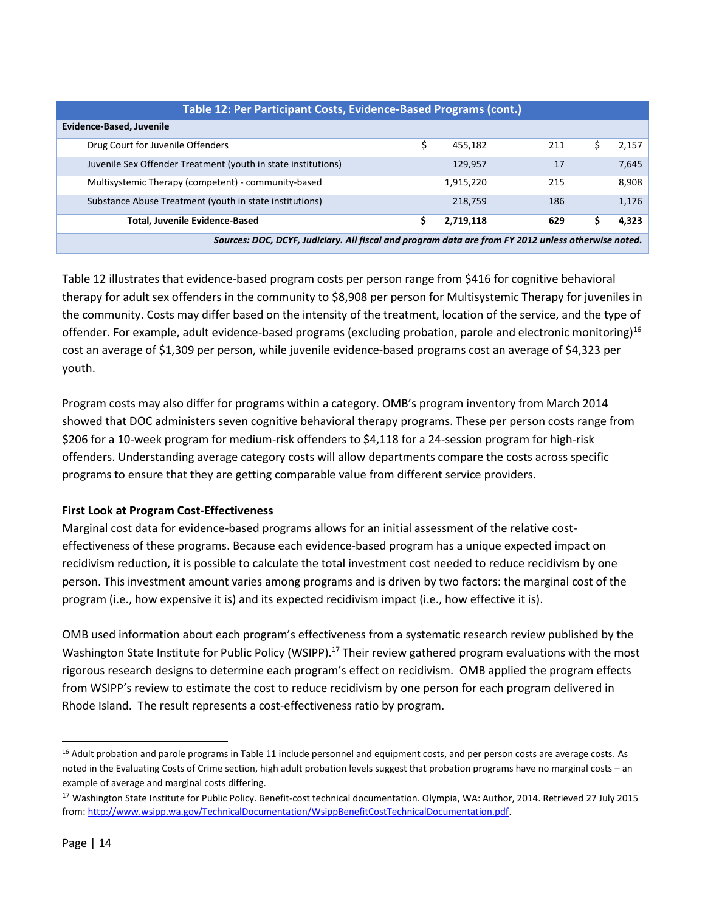| Table 12: Per Participant Costs, Evidence-Based Programs (cont.) | | | |
|---|---|---|---|
| **Evidence-Based, Juvenile** | | | |
| Drug Court for Juvenile Offenders | $ 455,182 | 211 | $ 2,157 |
| Juvenile Sex Offender Treatment (youth in state institutions) | 129,957 | 17 | 7,645 |
| Multisystemic Therapy (competent) - community-based | 1,915,220 | 215 | 8,908 |
| Substance Abuse Treatment (youth in state institutions) | 218,759 | 186 | 1,176 |
| **Total, Juvenile Evidence-Based** | **$ 2,719,118** | **629** | **$ 4,323** |
| ***Sources: DOC, DCYF, Judiciary. All fiscal and program data are from FY 2012 unless otherwise noted.*** | | | |

Table 12 illustrates that evidence-based program costs per person range from $416 for cognitive behavioral therapy for adult sex offenders in the community to $8,908 per person for Multisystemic Therapy for juveniles in the community. Costs may differ based on the intensity of the treatment, location of the service, and the type of offender. For example, adult evidence-based programs (excluding probation, parole and electronic monitoring)[16] cost an average of $1,309 per person, while juvenile evidence-based programs cost an average of $4,323 per youth.

Program costs may also differ for programs within a category. OMB's program inventory from March 2014 showed that DOC administers seven cognitive behavioral therapy programs. These per person costs range from $206 for a 10-week program for medium-risk offenders to $4,118 for a 24-session program for high-risk offenders. Understanding average category costs will allow departments compare the costs across specific programs to ensure that they are getting comparable value from different service providers.

**First Look at Program Cost-Effectiveness**

Marginal cost data for evidence-based programs allows for an initial assessment of the relative cost-effectiveness of these programs. Because each evidence-based program has a unique expected impact on recidivism reduction, it is possible to calculate the total investment cost needed to reduce recidivism by one person. This investment amount varies among programs and is driven by two factors: the marginal cost of the program (i.e., how expensive it is) and its expected recidivism impact (i.e., how effective it is).

OMB used information about each program's effectiveness from a systematic research review published by the Washington State Institute for Public Policy (WSIPP).[17] Their review gathered program evaluations with the most rigorous research designs to determine each program's effect on recidivism. OMB applied the program effects from WSIPP's review to estimate the cost to reduce recidivism by one person for each program delivered in Rhode Island. The result represents a cost-effectiveness ratio by program.

---

[16] Adult probation and parole programs in Table 11 include personnel and equipment costs, and per person costs are average costs. As noted in the Evaluating Costs of Crime section, high adult probation levels suggest that probation programs have no marginal costs – an example of average and marginal costs differing.

[17] Washington State Institute for Public Policy. Benefit-cost technical documentation. Olympia, WA: Author, 2014. Retrieved 27 July 2015 from: http://www.wsipp.wa.gov/TechnicalDocumentation/WsippBenefitCostTechnicalDocumentation.pdf.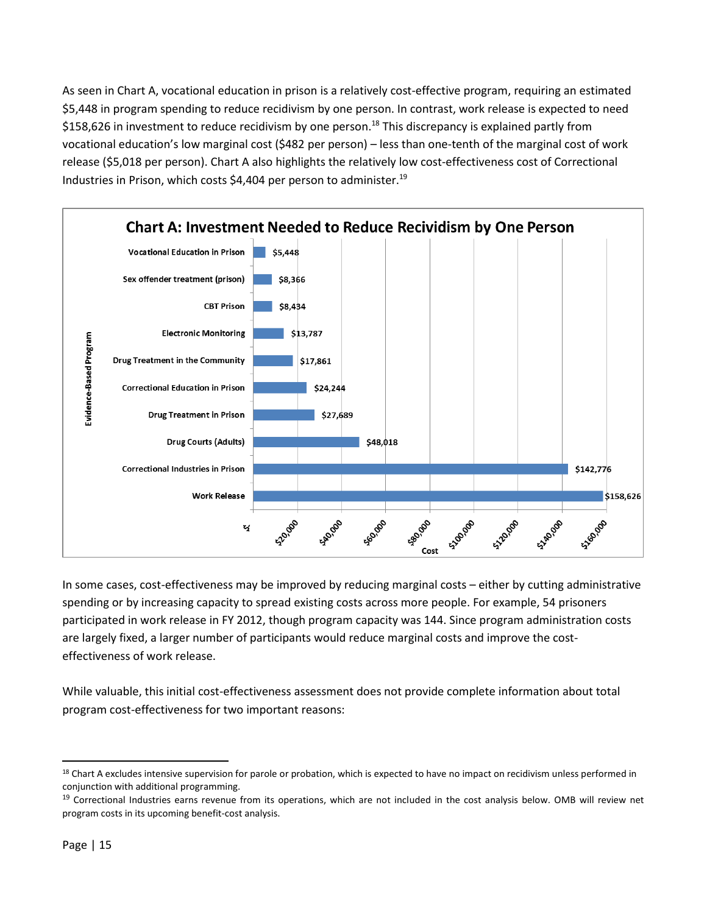As seen in Chart A, vocational education in prison is a relatively cost-effective program, requiring an estimated $5,448 in program spending to reduce recidivism by one person. In contrast, work release is expected to need $158,626 in investment to reduce recidivism by one person.[18] This discrepancy is explained partly from vocational education's low marginal cost ($482 per person) – less than one-tenth of the marginal cost of work release ($5,018 per person). Chart A also highlights the relatively low cost-effectiveness cost of Correctional Industries in Prison, which costs $4,404 per person to administer.[19]

**Chart A: Investment Needed to Reduce Recidivism by One Person**

| Evidence-Based Program | Cost |
|---|---|
| Vocational Education in Prison | $5,448 |
| Sex offender treatment (prison) | $8,366 |
| CBT Prison | $8,434 |
| Electronic Monitoring | $13,787 |
| Drug Treatment in the Community | $17,861 |
| Correctional Education in Prison | $24,244 |
| Drug Treatment in Prison | $27,689 |
| Drug Courts (Adults) | $48,018 |
| Correctional Industries in Prison | $142,776 |
| Work Release | $158,626 |

In some cases, cost-effectiveness may be improved by reducing marginal costs – either by cutting administrative spending or by increasing capacity to spread existing costs across more people. For example, 54 prisoners participated in work release in FY 2012, though program capacity was 144. Since program administration costs are largely fixed, a larger number of participants would reduce marginal costs and improve the cost-effectiveness of work release.

While valuable, this initial cost-effectiveness assessment does not provide complete information about total program cost-effectiveness for two important reasons:

---

[18] Chart A excludes intensive supervision for parole or probation, which is expected to have no impact on recidivism unless performed in conjunction with additional programming.

[19] Correctional Industries earns revenue from its operations, which are not included in the cost analysis below. OMB will review net program costs in its upcoming benefit-cost analysis.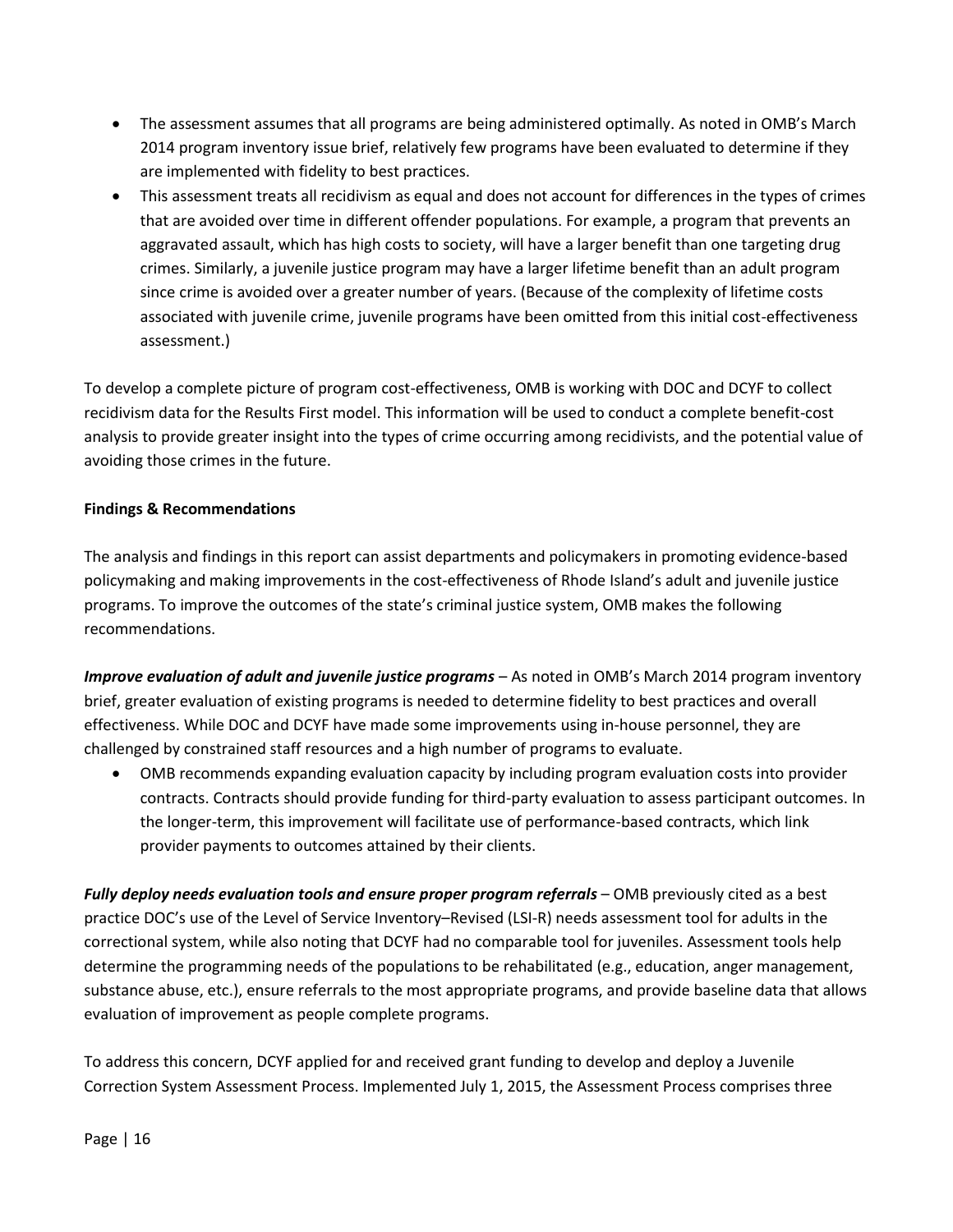- The assessment assumes that all programs are being administered optimally. As noted in OMB's March 2014 program inventory issue brief, relatively few programs have been evaluated to determine if they are implemented with fidelity to best practices.
- This assessment treats all recidivism as equal and does not account for differences in the types of crimes that are avoided over time in different offender populations. For example, a program that prevents an aggravated assault, which has high costs to society, will have a larger benefit than one targeting drug crimes. Similarly, a juvenile justice program may have a larger lifetime benefit than an adult program since crime is avoided over a greater number of years. (Because of the complexity of lifetime costs associated with juvenile crime, juvenile programs have been omitted from this initial cost-effectiveness assessment.)

To develop a complete picture of program cost-effectiveness, OMB is working with DOC and DCYF to collect recidivism data for the Results First model. This information will be used to conduct a complete benefit-cost analysis to provide greater insight into the types of crime occurring among recidivists, and the potential value of avoiding those crimes in the future.

**Findings & Recommendations**

The analysis and findings in this report can assist departments and policymakers in promoting evidence-based policymaking and making improvements in the cost-effectiveness of Rhode Island's adult and juvenile justice programs. To improve the outcomes of the state's criminal justice system, OMB makes the following recommendations.

***Improve evaluation of adult and juvenile justice programs*** – As noted in OMB's March 2014 program inventory brief, greater evaluation of existing programs is needed to determine fidelity to best practices and overall effectiveness. While DOC and DCYF have made some improvements using in-house personnel, they are challenged by constrained staff resources and a high number of programs to evaluate.

- OMB recommends expanding evaluation capacity by including program evaluation costs into provider contracts. Contracts should provide funding for third-party evaluation to assess participant outcomes. In the longer-term, this improvement will facilitate use of performance-based contracts, which link provider payments to outcomes attained by their clients.

***Fully deploy needs evaluation tools and ensure proper program referrals*** – OMB previously cited as a best practice DOC's use of the Level of Service Inventory–Revised (LSI-R) needs assessment tool for adults in the correctional system, while also noting that DCYF had no comparable tool for juveniles. Assessment tools help determine the programming needs of the populations to be rehabilitated (e.g., education, anger management, substance abuse, etc.), ensure referrals to the most appropriate programs, and provide baseline data that allows evaluation of improvement as people complete programs.

To address this concern, DCYF applied for and received grant funding to develop and deploy a Juvenile Correction System Assessment Process. Implemented July 1, 2015, the Assessment Process comprises three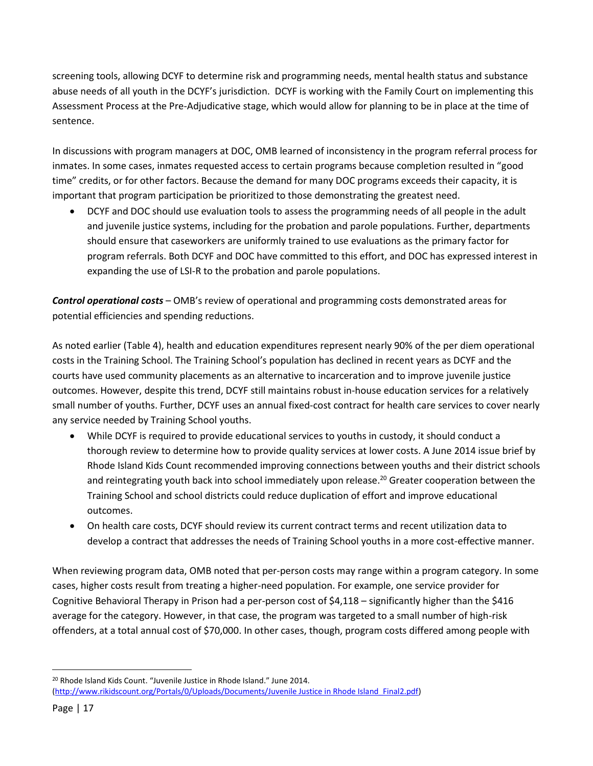screening tools, allowing DCYF to determine risk and programming needs, mental health status and substance abuse needs of all youth in the DCYF's jurisdiction. DCYF is working with the Family Court on implementing this Assessment Process at the Pre-Adjudicative stage, which would allow for planning to be in place at the time of sentence.

In discussions with program managers at DOC, OMB learned of inconsistency in the program referral process for inmates. In some cases, inmates requested access to certain programs because completion resulted in "good time" credits, or for other factors. Because the demand for many DOC programs exceeds their capacity, it is important that program participation be prioritized to those demonstrating the greatest need.

- DCYF and DOC should use evaluation tools to assess the programming needs of all people in the adult and juvenile justice systems, including for the probation and parole populations. Further, departments should ensure that caseworkers are uniformly trained to use evaluations as the primary factor for program referrals. Both DCYF and DOC have committed to this effort, and DOC has expressed interest in expanding the use of LSI-R to the probation and parole populations.

***Control operational costs*** – OMB's review of operational and programming costs demonstrated areas for potential efficiencies and spending reductions.

As noted earlier (Table 4), health and education expenditures represent nearly 90% of the per diem operational costs in the Training School. The Training School's population has declined in recent years as DCYF and the courts have used community placements as an alternative to incarceration and to improve juvenile justice outcomes. However, despite this trend, DCYF still maintains robust in-house education services for a relatively small number of youths. Further, DCYF uses an annual fixed-cost contract for health care services to cover nearly any service needed by Training School youths.

- While DCYF is required to provide educational services to youths in custody, it should conduct a thorough review to determine how to provide quality services at lower costs. A June 2014 issue brief by Rhode Island Kids Count recommended improving connections between youths and their district schools and reintegrating youth back into school immediately upon release.[20] Greater cooperation between the Training School and school districts could reduce duplication of effort and improve educational outcomes.
- On health care costs, DCYF should review its current contract terms and recent utilization data to develop a contract that addresses the needs of Training School youths in a more cost-effective manner.

When reviewing program data, OMB noted that per-person costs may range within a program category. In some cases, higher costs result from treating a higher-need population. For example, one service provider for Cognitive Behavioral Therapy in Prison had a per-person cost of $4,118 – significantly higher than the $416 average for the category. However, in that case, the program was targeted to a small number of high-risk offenders, at a total annual cost of $70,000. In other cases, though, program costs differed among people with

---

[20] Rhode Island Kids Count. "Juvenile Justice in Rhode Island." June 2014. (http://www.rikidscount.org/Portals/0/Uploads/Documents/Juvenile Justice in Rhode Island_Final2.pdf)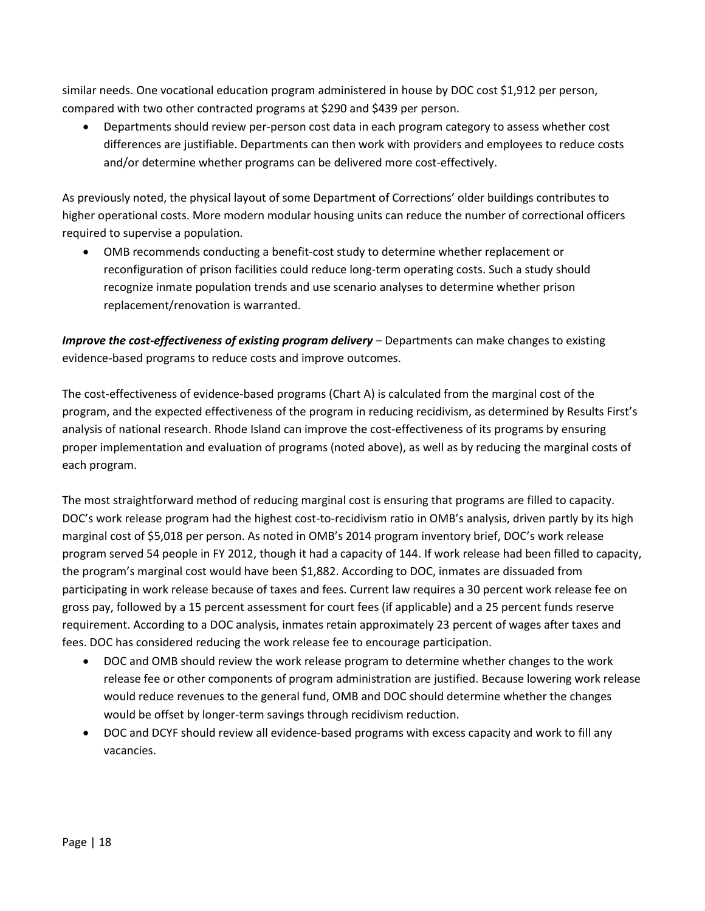similar needs. One vocational education program administered in house by DOC cost $1,912 per person, compared with two other contracted programs at $290 and $439 per person.

- Departments should review per-person cost data in each program category to assess whether cost differences are justifiable. Departments can then work with providers and employees to reduce costs and/or determine whether programs can be delivered more cost-effectively.

As previously noted, the physical layout of some Department of Corrections' older buildings contributes to higher operational costs. More modern modular housing units can reduce the number of correctional officers required to supervise a population.

- OMB recommends conducting a benefit-cost study to determine whether replacement or reconfiguration of prison facilities could reduce long-term operating costs. Such a study should recognize inmate population trends and use scenario analyses to determine whether prison replacement/renovation is warranted.

***Improve the cost-effectiveness of existing program delivery*** – Departments can make changes to existing evidence-based programs to reduce costs and improve outcomes.

The cost-effectiveness of evidence-based programs (Chart A) is calculated from the marginal cost of the program, and the expected effectiveness of the program in reducing recidivism, as determined by Results First's analysis of national research. Rhode Island can improve the cost-effectiveness of its programs by ensuring proper implementation and evaluation of programs (noted above), as well as by reducing the marginal costs of each program.

The most straightforward method of reducing marginal cost is ensuring that programs are filled to capacity. DOC's work release program had the highest cost-to-recidivism ratio in OMB's analysis, driven partly by its high marginal cost of $5,018 per person. As noted in OMB's 2014 program inventory brief, DOC's work release program served 54 people in FY 2012, though it had a capacity of 144. If work release had been filled to capacity, the program's marginal cost would have been $1,882. According to DOC, inmates are dissuaded from participating in work release because of taxes and fees. Current law requires a 30 percent work release fee on gross pay, followed by a 15 percent assessment for court fees (if applicable) and a 25 percent funds reserve requirement. According to a DOC analysis, inmates retain approximately 23 percent of wages after taxes and fees. DOC has considered reducing the work release fee to encourage participation.

- DOC and OMB should review the work release program to determine whether changes to the work release fee or other components of program administration are justified. Because lowering work release would reduce revenues to the general fund, OMB and DOC should determine whether the changes would be offset by longer-term savings through recidivism reduction.
- DOC and DCYF should review all evidence-based programs with excess capacity and work to fill any vacancies.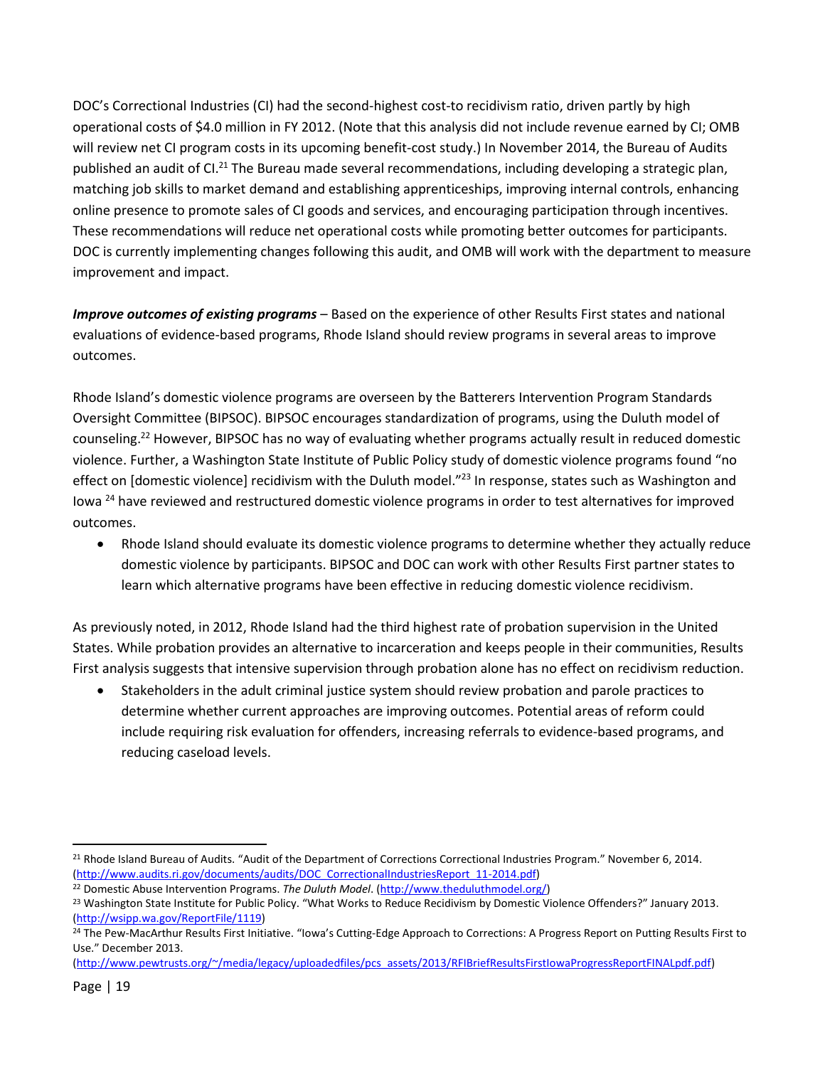DOC's Correctional Industries (CI) had the second-highest cost-to recidivism ratio, driven partly by high operational costs of $4.0 million in FY 2012. (Note that this analysis did not include revenue earned by CI; OMB will review net CI program costs in its upcoming benefit-cost study.) In November 2014, the Bureau of Audits published an audit of CI.[21] The Bureau made several recommendations, including developing a strategic plan, matching job skills to market demand and establishing apprenticeships, improving internal controls, enhancing online presence to promote sales of CI goods and services, and encouraging participation through incentives. These recommendations will reduce net operational costs while promoting better outcomes for participants. DOC is currently implementing changes following this audit, and OMB will work with the department to measure improvement and impact.

***Improve outcomes of existing programs*** – Based on the experience of other Results First states and national evaluations of evidence-based programs, Rhode Island should review programs in several areas to improve outcomes.

Rhode Island's domestic violence programs are overseen by the Batterers Intervention Program Standards Oversight Committee (BIPSOC). BIPSOC encourages standardization of programs, using the Duluth model of counseling.[22] However, BIPSOC has no way of evaluating whether programs actually result in reduced domestic violence. Further, a Washington State Institute of Public Policy study of domestic violence programs found "no effect on [domestic violence] recidivism with the Duluth model."[23] In response, states such as Washington and Iowa [24] have reviewed and restructured domestic violence programs in order to test alternatives for improved outcomes.

- Rhode Island should evaluate its domestic violence programs to determine whether they actually reduce domestic violence by participants. BIPSOC and DOC can work with other Results First partner states to learn which alternative programs have been effective in reducing domestic violence recidivism.

As previously noted, in 2012, Rhode Island had the third highest rate of probation supervision in the United States. While probation provides an alternative to incarceration and keeps people in their communities, Results First analysis suggests that intensive supervision through probation alone has no effect on recidivism reduction.

- Stakeholders in the adult criminal justice system should review probation and parole practices to determine whether current approaches are improving outcomes. Potential areas of reform could include requiring risk evaluation for offenders, increasing referrals to evidence-based programs, and reducing caseload levels.

---

[21] Rhode Island Bureau of Audits. "Audit of the Department of Corrections Correctional Industries Program." November 6, 2014. (http://www.audits.ri.gov/documents/audits/DOC_CorrectionalIndustriesReport_11-2014.pdf)

[22] Domestic Abuse Intervention Programs. *The Duluth Model*. (http://www.theduluthmodel.org/)

[23] Washington State Institute for Public Policy. "What Works to Reduce Recidivism by Domestic Violence Offenders?" January 2013. (http://wsipp.wa.gov/ReportFile/1119)

[24] The Pew-MacArthur Results First Initiative. "Iowa's Cutting-Edge Approach to Corrections: A Progress Report on Putting Results First to Use." December 2013. (http://www.pewtrusts.org/~/media/legacy/uploadedfiles/pcs_assets/2013/RFIBriefResultsFirstIowaProgressReportFINALpdf.pdf)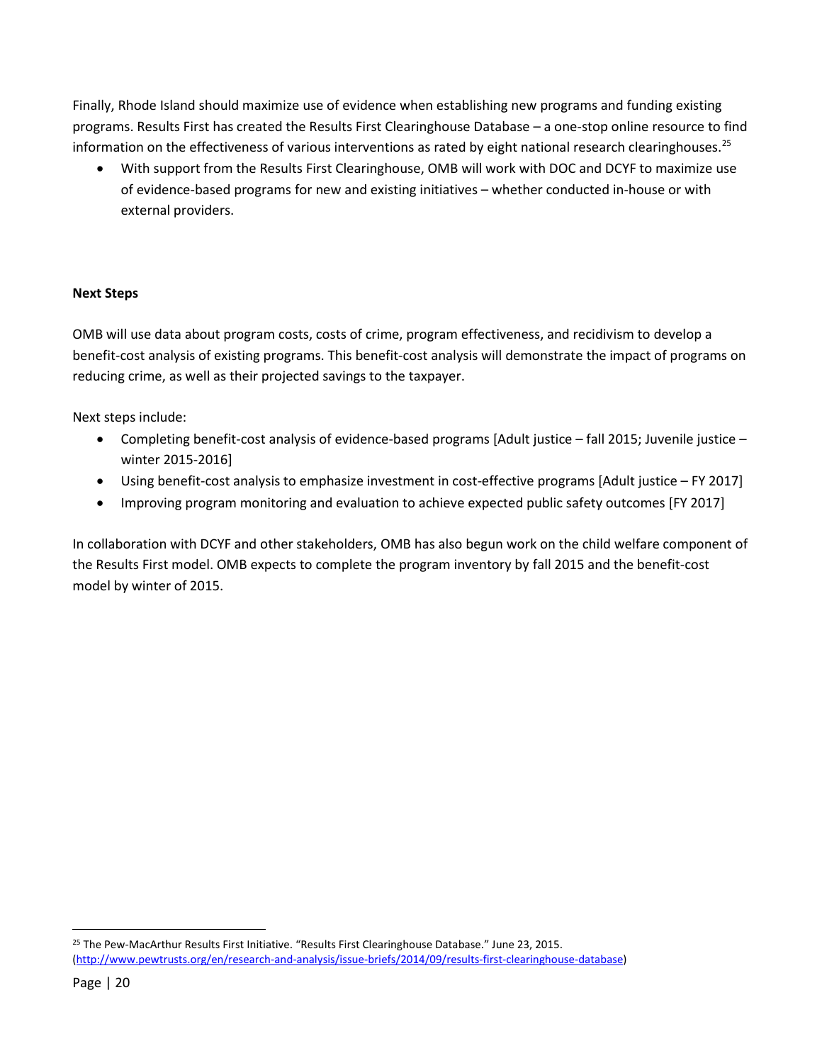Finally, Rhode Island should maximize use of evidence when establishing new programs and funding existing programs. Results First has created the Results First Clearinghouse Database – a one-stop online resource to find information on the effectiveness of various interventions as rated by eight national research clearinghouses.[25]

- With support from the Results First Clearinghouse, OMB will work with DOC and DCYF to maximize use of evidence-based programs for new and existing initiatives – whether conducted in-house or with external providers.

**Next Steps**

OMB will use data about program costs, costs of crime, program effectiveness, and recidivism to develop a benefit-cost analysis of existing programs. This benefit-cost analysis will demonstrate the impact of programs on reducing crime, as well as their projected savings to the taxpayer.

Next steps include:

- Completing benefit-cost analysis of evidence-based programs [Adult justice – fall 2015; Juvenile justice – winter 2015-2016]
- Using benefit-cost analysis to emphasize investment in cost-effective programs [Adult justice – FY 2017]
- Improving program monitoring and evaluation to achieve expected public safety outcomes [FY 2017]

In collaboration with DCYF and other stakeholders, OMB has also begun work on the child welfare component of the Results First model. OMB expects to complete the program inventory by fall 2015 and the benefit-cost model by winter of 2015.

---

[25] The Pew-MacArthur Results First Initiative. "Results First Clearinghouse Database." June 23, 2015. (http://www.pewtrusts.org/en/research-and-analysis/issue-briefs/2014/09/results-first-clearinghouse-database)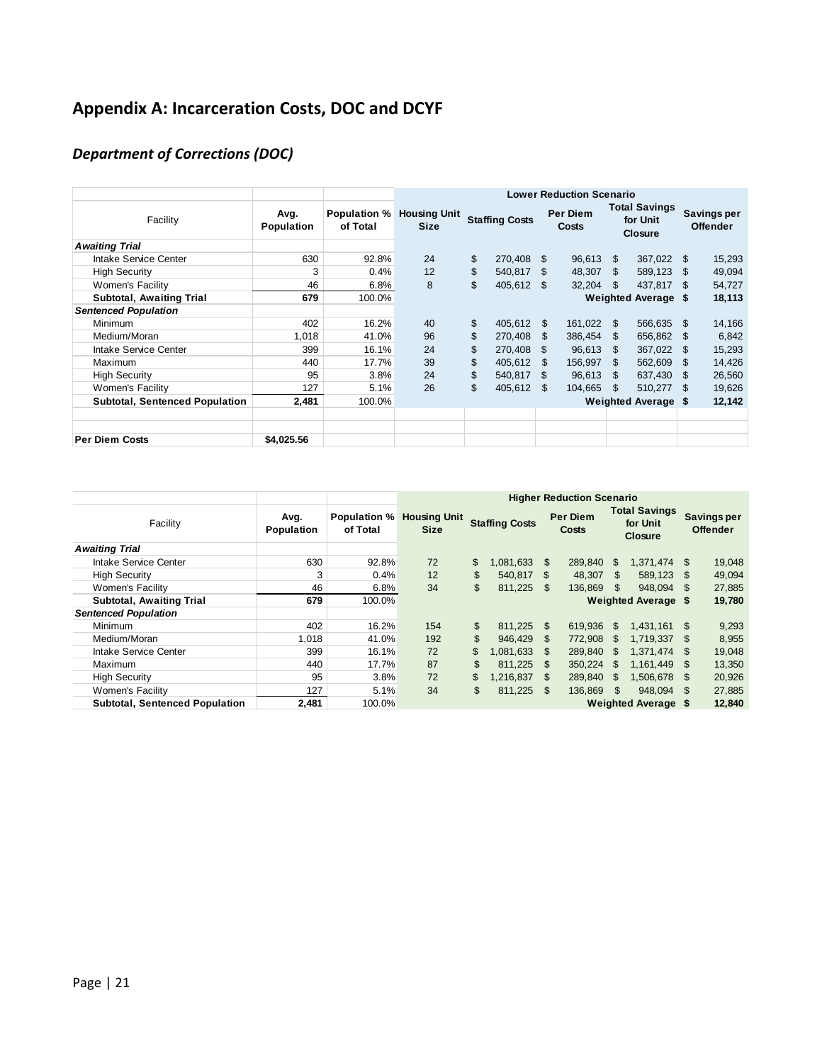# Appendix A: Incarceration Costs, DOC and DCYF

## *Department of Corrections (DOC)*

| | | | Lower Reduction Scenario | | | | |
|---|---|---|---|---|---|---|---|
| Facility | Avg. Population | Population % of Total | Housing Unit Size | Staffing Costs | Per Diem Costs | Total Savings for Unit Closure | Savings per Offender |
| ***Awaiting Trial*** | | | | | | | |
| Intake Service Center | 630 | 92.8% | 24 | $ 270,408 | $ 96,613 | $ 367,022 | $ 15,293 |
| High Security | 3 | 0.4% | 12 | $ 540,817 | $ 48,307 | $ 589,123 | $ 49,094 |
| Women's Facility | 46 | 6.8% | 8 | $ 405,612 | $ 32,204 | $ 437,817 | $ 54,727 |
| **Subtotal, Awaiting Trial** | **679** | 100.0% | | | | **Weighted Average** | **$ 18,113** |
| ***Sentenced Population*** | | | | | | | |
| Minimum | 402 | 16.2% | 40 | $ 405,612 | $ 161,022 | $ 566,635 | $ 14,166 |
| Medium/Moran | 1,018 | 41.0% | 96 | $ 270,408 | $ 386,454 | $ 656,862 | $ 6,842 |
| Intake Service Center | 399 | 16.1% | 24 | $ 270,408 | $ 96,613 | $ 367,022 | $ 15,293 |
| Maximum | 440 | 17.7% | 39 | $ 405,612 | $ 156,997 | $ 562,609 | $ 14,426 |
| High Security | 95 | 3.8% | 24 | $ 540,817 | $ 96,613 | $ 637,430 | $ 26,560 |
| Women's Facility | 127 | 5.1% | 26 | $ 405,612 | $ 104,665 | $ 510,277 | $ 19,626 |
| **Subtotal, Sentenced Population** | **2,481** | 100.0% | | | | **Weighted Average** | **$ 12,142** |
| | | | | | | | |
| **Per Diem Costs** | **$4,025.56** | | | | | | |

| | | | Higher Reduction Scenario | | | | |
|---|---|---|---|---|---|---|---|
| Facility | Avg. Population | Population % of Total | Housing Unit Size | Staffing Costs | Per Diem Costs | Total Savings for Unit Closure | Savings per Offender |
| ***Awaiting Trial*** | | | | | | | |
| Intake Service Center | 630 | 92.8% | 72 | $ 1,081,633 | $ 289,840 | $ 1,371,474 | $ 19,048 |
| High Security | 3 | 0.4% | 12 | $ 540,817 | $ 48,307 | $ 589,123 | $ 49,094 |
| Women's Facility | 46 | 6.8% | 34 | $ 811,225 | $ 136,869 | $ 948,094 | $ 27,885 |
| **Subtotal, Awaiting Trial** | **679** | 100.0% | | | | **Weighted Average** | **$ 19,780** |
| ***Sentenced Population*** | | | | | | | |
| Minimum | 402 | 16.2% | 154 | $ 811,225 | $ 619,936 | $ 1,431,161 | $ 9,293 |
| Medium/Moran | 1,018 | 41.0% | 192 | $ 946,429 | $ 772,908 | $ 1,719,337 | $ 8,955 |
| Intake Service Center | 399 | 16.1% | 72 | $ 1,081,633 | $ 289,840 | $ 1,371,474 | $ 19,048 |
| Maximum | 440 | 17.7% | 87 | $ 811,225 | $ 350,224 | $ 1,161,449 | $ 13,350 |
| High Security | 95 | 3.8% | 72 | $ 1,216,837 | $ 289,840 | $ 1,506,678 | $ 20,926 |
| Women's Facility | 127 | 5.1% | 34 | $ 811,225 | $ 136,869 | $ 948,094 | $ 27,885 |
| **Subtotal, Sentenced Population** | **2,481** | 100.0% | | | | **Weighted Average** | **$ 12,840** |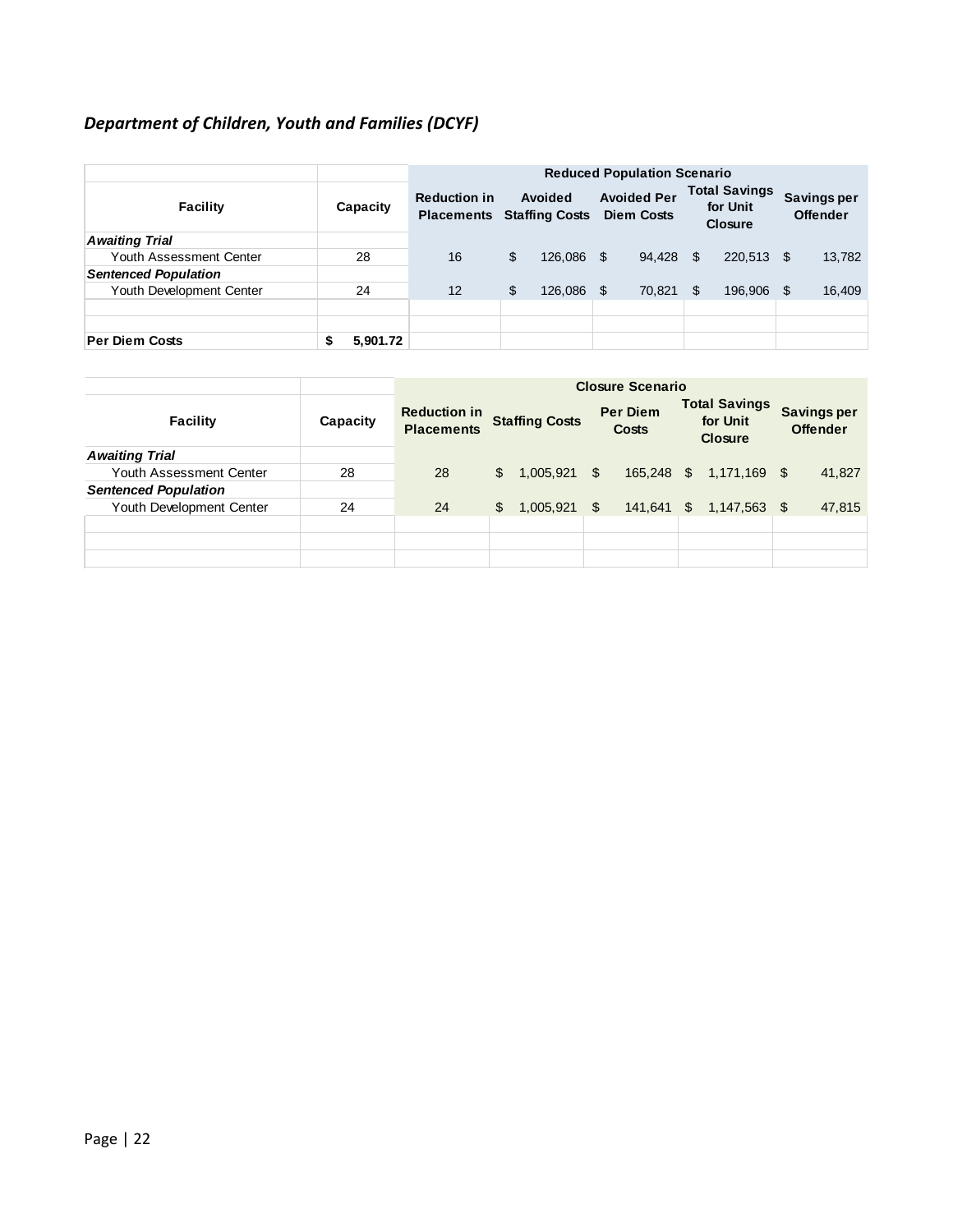### *Department of Children, Youth and Families (DCYF)*

| | | Reduced Population Scenario | | | | |
|---|---|---|---|---|---|---|
| Facility | Capacity | Reduction in Placements | Avoided Staffing Costs | Avoided Per Diem Costs | Total Savings for Unit Closure | Savings per Offender |
| ***Awaiting Trial*** | | | | | | |
| Youth Assessment Center | 28 | 16 | $ 126,086 | $ 94,428 | $ 220,513 | $ 13,782 |
| ***Sentenced Population*** | | | | | | |
| Youth Development Center | 24 | 12 | $ 126,086 | $ 70,821 | $ 196,906 | $ 16,409 |
| | | | | | | |
| | | | | | | |
| **Per Diem Costs** | **$ 5,901.72** | | | | | |

| | | Closure Scenario | | | | |
|---|---|---|---|---|---|---|
| Facility | Capacity | Reduction in Placements | Staffing Costs | Per Diem Costs | Total Savings for Unit Closure | Savings per Offender |
| ***Awaiting Trial*** | | | | | | |
| Youth Assessment Center | 28 | 28 | $ 1,005,921 | $ 165,248 | $ 1,171,169 | $ 41,827 |
| ***Sentenced Population*** | | | | | | |
| Youth Development Center | 24 | 24 | $ 1,005,921 | $ 141,641 | $ 1,147,563 | $ 47,815 |
| | | | | | | |
| | | | | | | |
| | | | | | | |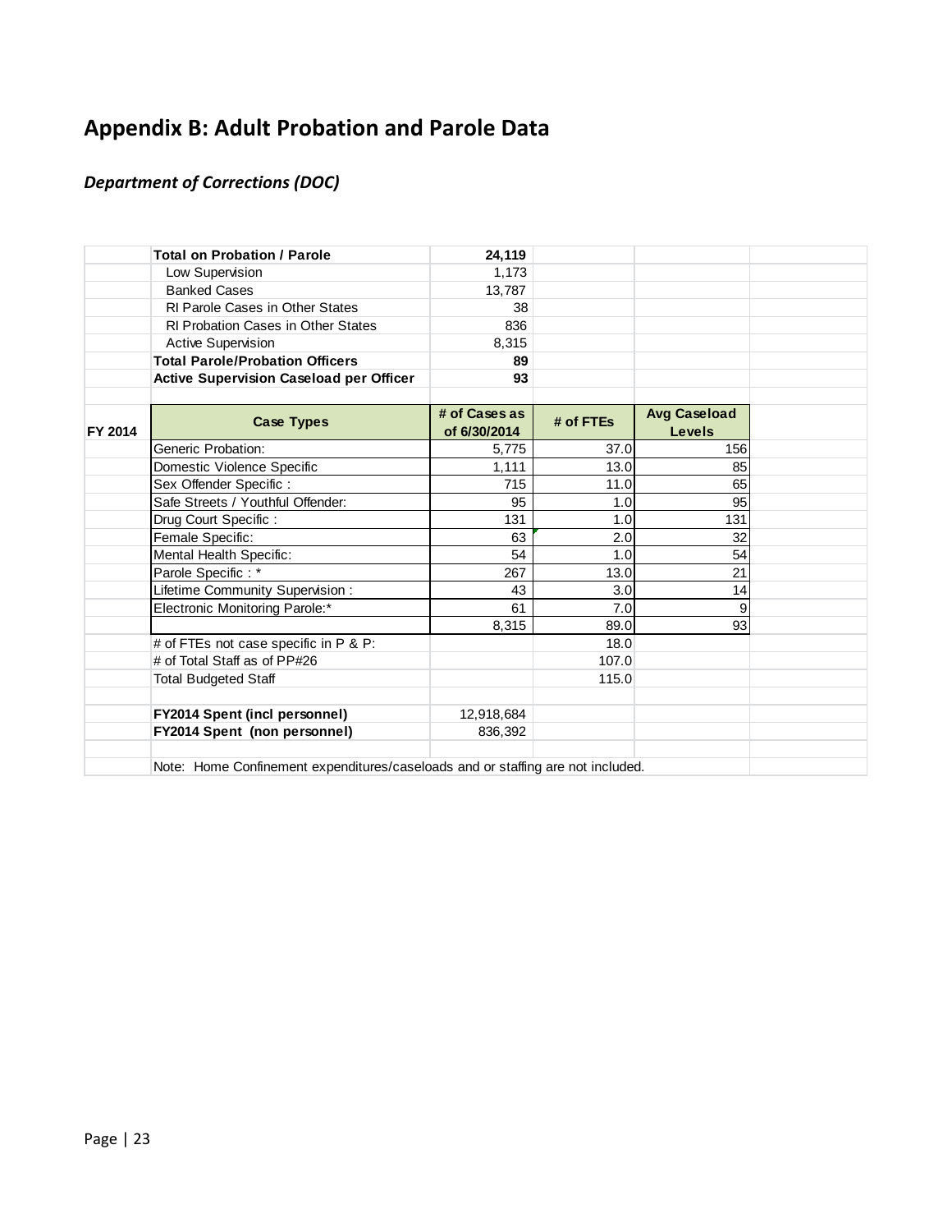# Appendix B: Adult Probation and Parole Data

## *Department of Corrections (DOC)*

| | | | | |
|---|---|---|---|---|
| | **Total on Probation / Parole** | **24,119** | | |
| | Low Supervision | 1,173 | | |
| | Banked Cases | 13,787 | | |
| | RI Parole Cases in Other States | 38 | | |
| | RI Probation Cases in Other States | 836 | | |
| | Active Supervision | 8,315 | | |
| | **Total Parole/Probation Officers** | **89** | | |
| | **Active Supervision Caseload per Officer** | **93** | | |
| | | | | |
| **FY 2014** | **Case Types** | **# of Cases as of 6/30/2014** | **# of FTEs** | **Avg Caseload Levels** |
| | Generic Probation: | 5,775 | 37.0 | 156 |
| | Domestic Violence Specific | 1,111 | 13.0 | 85 |
| | Sex Offender Specific : | 715 | 11.0 | 65 |
| | Safe Streets / Youthful Offender: | 95 | 1.0 | 95 |
| | Drug Court Specific : | 131 | 1.0 | 131 |
| | Female Specific: | 63 | 2.0 | 32 |
| | Mental Health Specific: | 54 | 1.0 | 54 |
| | Parole Specific : * | 267 | 13.0 | 21 |
| | Lifetime Community Supervision : | 43 | 3.0 | 14 |
| | Electronic Monitoring Parole:* | 61 | 7.0 | 9 |
| | | 8,315 | 89.0 | 93 |
| | # of FTEs not case specific in P & P: | | 18.0 | |
| | # of Total Staff as of PP#26 | | 107.0 | |
| | Total Budgeted Staff | | 115.0 | |
| | | | | |
| | **FY2014 Spent (incl personnel)** | 12,918,684 | | |
| | **FY2014 Spent (non personnel)** | 836,392 | | |

Note: Home Confinement expenditures/caseloads and or staffing are not included.